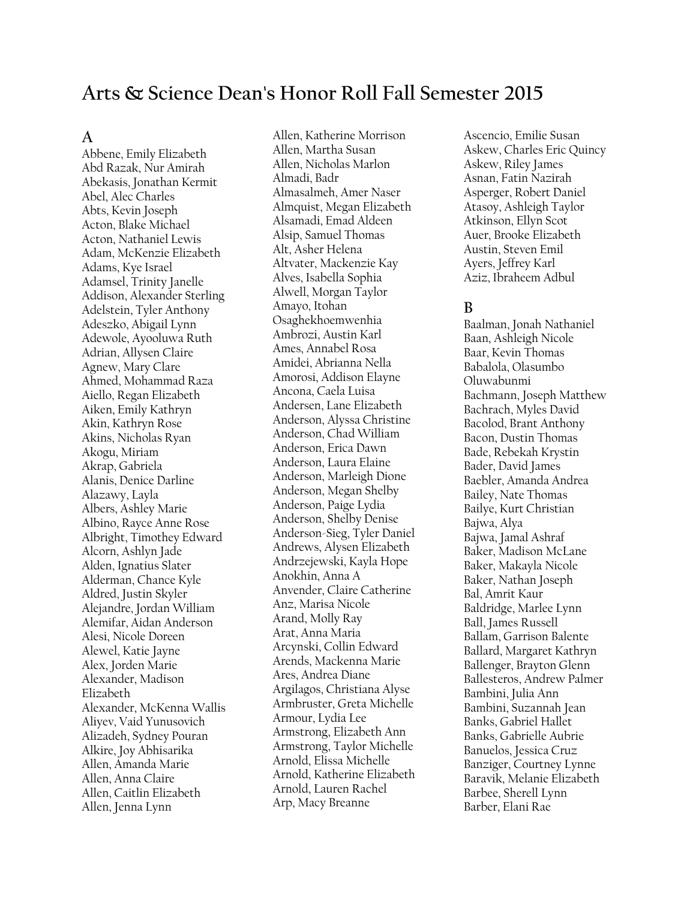# Arts & Science Dean's Honor Roll Fall Semester 2015

## A

Abbene, Emily Elizabeth
Abd Razak, Nur Amirah
Abekasis, Jonathan Kermit
Abel, Alec Charles
Abts, Kevin Joseph
Acton, Blake Michael
Acton, Nathaniel Lewis
Adam, McKenzie Elizabeth
Adams, Kye Israel
Adamsel, Trinity Janelle
Addison, Alexander Sterling
Adelstein, Tyler Anthony
Adeszko, Abigail Lynn
Adewole, Ayooluwa Ruth
Adrian, Allysen Claire
Agnew, Mary Clare
Ahmed, Mohammad Raza
Aiello, Regan Elizabeth
Aiken, Emily Kathryn
Akin, Kathryn Rose
Akins, Nicholas Ryan
Akogu, Miriam
Akrap, Gabriela
Alanis, Denice Darline
Alazawy, Layla
Albers, Ashley Marie
Albino, Rayce Anne Rose
Albright, Timothey Edward
Alcorn, Ashlyn Jade
Alden, Ignatius Slater
Alderman, Chance Kyle
Aldred, Justin Skyler
Alejandre, Jordan William
Alemifar, Aidan Anderson
Alesi, Nicole Doreen
Alewel, Katie Jayne
Alex, Jorden Marie
Alexander, Madison Elizabeth
Alexander, McKenna Wallis
Aliyev, Vaid Yunusovich
Alizadeh, Sydney Pouran
Alkire, Joy Abhisarika
Allen, Amanda Marie
Allen, Anna Claire
Allen, Caitlin Elizabeth
Allen, Jenna Lynn
Allen, Katherine Morrison
Allen, Martha Susan
Allen, Nicholas Marlon
Almadi, Badr
Almasalmeh, Amer Naser
Almquist, Megan Elizabeth
Alsamadi, Emad Aldeen
Alsip, Samuel Thomas
Alt, Asher Helena
Altvater, Mackenzie Kay
Alves, Isabella Sophia
Alwell, Morgan Taylor
Amayo, Itohan Osaghekhoemwenhia
Ambrozi, Austin Karl
Ames, Annabel Rosa
Amidei, Abrianna Nella
Amorosi, Addison Elayne
Ancona, Caela Luisa
Andersen, Lane Elizabeth
Anderson, Alyssa Christine
Anderson, Chad William
Anderson, Erica Dawn
Anderson, Laura Elaine
Anderson, Marleigh Dione
Anderson, Megan Shelby
Anderson, Paige Lydia
Anderson, Shelby Denise
Anderson-Sieg, Tyler Daniel
Andrews, Alysen Elizabeth
Andrzejewski, Kayla Hope
Anokhin, Anna A
Anvender, Claire Catherine
Anz, Marisa Nicole
Arand, Molly Ray
Arat, Anna Maria
Arcynski, Collin Edward
Arends, Mackenna Marie
Ares, Andrea Diane
Argilagos, Christiana Alyse
Armbruster, Greta Michelle
Armour, Lydia Lee
Armstrong, Elizabeth Ann
Armstrong, Taylor Michelle
Arnold, Elissa Michelle
Arnold, Katherine Elizabeth
Arnold, Lauren Rachel
Arp, Macy Breanne
Ascencio, Emilie Susan
Askew, Charles Eric Quincy
Askew, Riley James
Asnan, Fatin Nazirah
Asperger, Robert Daniel
Atasoy, Ashleigh Taylor
Atkinson, Ellyn Scot
Auer, Brooke Elizabeth
Austin, Steven Emil
Ayers, Jeffrey Karl
Aziz, Ibraheem Adbul

## B

Baalman, Jonah Nathaniel
Baan, Ashleigh Nicole
Baar, Kevin Thomas
Babalola, Olasumbo Oluwabunmi
Bachmann, Joseph Matthew
Bachrach, Myles David
Bacolod, Brant Anthony
Bacon, Dustin Thomas
Bade, Rebekah Krystin
Bader, David James
Baebler, Amanda Andrea
Bailey, Nate Thomas
Bailye, Kurt Christian
Bajwa, Alya
Bajwa, Jamal Ashraf
Baker, Madison McLane
Baker, Makayla Nicole
Baker, Nathan Joseph
Bal, Amrit Kaur
Baldridge, Marlee Lynn
Ball, James Russell
Ballam, Garrison Balente
Ballard, Margaret Kathryn
Ballenger, Brayton Glenn
Ballesteros, Andrew Palmer
Bambini, Julia Ann
Bambini, Suzannah Jean
Banks, Gabriel Hallet
Banks, Gabrielle Aubrie
Banuelos, Jessica Cruz
Banziger, Courtney Lynne
Baravik, Melanie Elizabeth
Barbee, Sherell Lynn
Barber, Elani Rae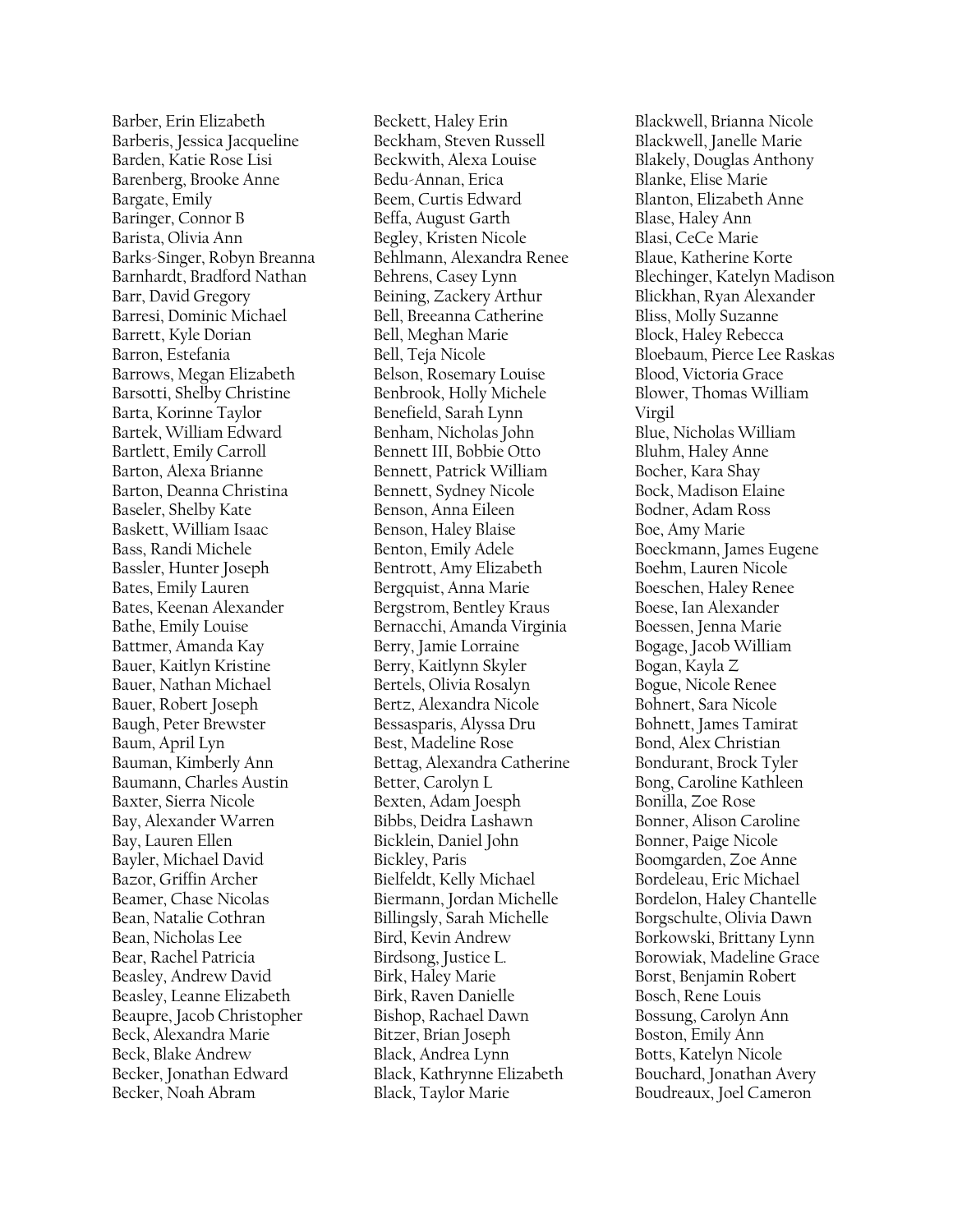Barber, Erin Elizabeth
Barberis, Jessica Jacqueline
Barden, Katie Rose Lisi
Barenberg, Brooke Anne
Bargate, Emily
Baringer, Connor B
Barista, Olivia Ann
Barks-Singer, Robyn Breanna
Barnhardt, Bradford Nathan
Barr, David Gregory
Barresi, Dominic Michael
Barrett, Kyle Dorian
Barron, Estefania
Barrows, Megan Elizabeth
Barsotti, Shelby Christine
Barta, Korinne Taylor
Bartek, William Edward
Bartlett, Emily Carroll
Barton, Alexa Brianne
Barton, Deanna Christina
Baseler, Shelby Kate
Baskett, William Isaac
Bass, Randi Michele
Bassler, Hunter Joseph
Bates, Emily Lauren
Bates, Keenan Alexander
Bathe, Emily Louise
Battmer, Amanda Kay
Bauer, Kaitlyn Kristine
Bauer, Nathan Michael
Bauer, Robert Joseph
Baugh, Peter Brewster
Baum, April Lyn
Bauman, Kimberly Ann
Baumann, Charles Austin
Baxter, Sierra Nicole
Bay, Alexander Warren
Bay, Lauren Ellen
Bayler, Michael David
Bazor, Griffin Archer
Beamer, Chase Nicolas
Bean, Natalie Cothran
Bean, Nicholas Lee
Bear, Rachel Patricia
Beasley, Andrew David
Beasley, Leanne Elizabeth
Beaupre, Jacob Christopher
Beck, Alexandra Marie
Beck, Blake Andrew
Becker, Jonathan Edward
Becker, Noah Abram
Beckett, Haley Erin
Beckham, Steven Russell
Beckwith, Alexa Louise
Bedu-Annan, Erica
Beem, Curtis Edward
Beffa, August Garth
Begley, Kristen Nicole
Behlmann, Alexandra Renee
Behrens, Casey Lynn
Beining, Zackery Arthur
Bell, Breeanna Catherine
Bell, Meghan Marie
Bell, Teja Nicole
Belson, Rosemary Louise
Benbrook, Holly Michele
Benefield, Sarah Lynn
Benham, Nicholas John
Bennett III, Bobbie Otto
Bennett, Patrick William
Bennett, Sydney Nicole
Benson, Anna Eileen
Benson, Haley Blaise
Benton, Emily Adele
Bentrott, Amy Elizabeth
Bergquist, Anna Marie
Bergstrom, Bentley Kraus
Bernacchi, Amanda Virginia
Berry, Jamie Lorraine
Berry, Kaitlynn Skyler
Bertels, Olivia Rosalyn
Bertz, Alexandra Nicole
Bessasparis, Alyssa Dru
Best, Madeline Rose
Bettag, Alexandra Catherine
Better, Carolyn L
Bexten, Adam Joesph
Bibbs, Deidra Lashawn
Bicklein, Daniel John
Bickley, Paris
Bielfeldt, Kelly Michael
Biermann, Jordan Michelle
Billingsly, Sarah Michelle
Bird, Kevin Andrew
Birdsong, Justice L.
Birk, Haley Marie
Birk, Raven Danielle
Bishop, Rachael Dawn
Bitzer, Brian Joseph
Black, Andrea Lynn
Black, Kathrynne Elizabeth
Black, Taylor Marie
Blackwell, Brianna Nicole
Blackwell, Janelle Marie
Blakely, Douglas Anthony
Blanke, Elise Marie
Blanton, Elizabeth Anne
Blase, Haley Ann
Blasi, CeCe Marie
Blaue, Katherine Korte
Blechinger, Katelyn Madison
Blickhan, Ryan Alexander
Bliss, Molly Suzanne
Block, Haley Rebecca
Bloebaum, Pierce Lee Raskas
Blood, Victoria Grace
Blower, Thomas William Virgil
Blue, Nicholas William
Bluhm, Haley Anne
Bocher, Kara Shay
Bock, Madison Elaine
Bodner, Adam Ross
Boe, Amy Marie
Boeckmann, James Eugene
Boehm, Lauren Nicole
Boeschen, Haley Renee
Boese, Ian Alexander
Boessen, Jenna Marie
Bogage, Jacob William
Bogan, Kayla Z
Bogue, Nicole Renee
Bohnert, Sara Nicole
Bohnett, James Tamirat
Bond, Alex Christian
Bondurant, Brock Tyler
Bong, Caroline Kathleen
Bonilla, Zoe Rose
Bonner, Alison Caroline
Bonner, Paige Nicole
Boomgarden, Zoe Anne
Bordeleau, Eric Michael
Bordelon, Haley Chantelle
Borgschulte, Olivia Dawn
Borkowski, Brittany Lynn
Borowiak, Madeline Grace
Borst, Benjamin Robert
Bosch, Rene Louis
Bossung, Carolyn Ann
Boston, Emily Ann
Botts, Katelyn Nicole
Bouchard, Jonathan Avery
Boudreaux, Joel Cameron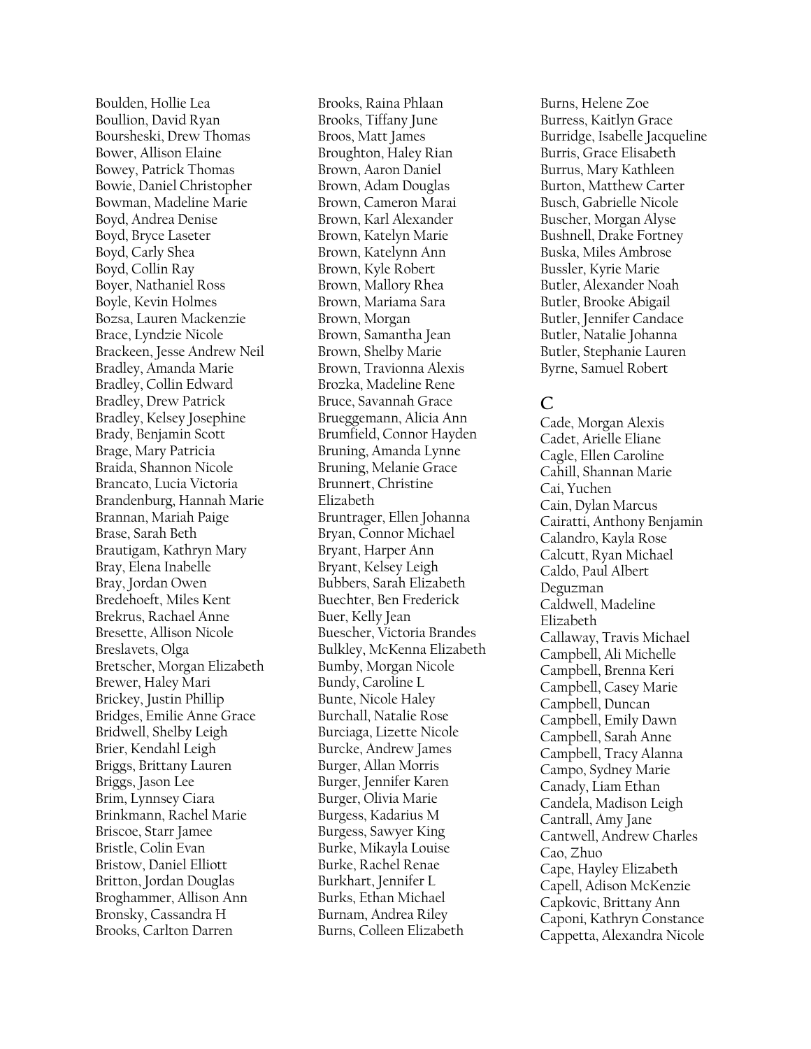Boulden, Hollie Lea
Boullion, David Ryan
Boursheski, Drew Thomas
Bower, Allison Elaine
Bowey, Patrick Thomas
Bowie, Daniel Christopher
Bowman, Madeline Marie
Boyd, Andrea Denise
Boyd, Bryce Laseter
Boyd, Carly Shea
Boyd, Collin Ray
Boyer, Nathaniel Ross
Boyle, Kevin Holmes
Bozsa, Lauren Mackenzie
Brace, Lyndzie Nicole
Brackeen, Jesse Andrew Neil
Bradley, Amanda Marie
Bradley, Collin Edward
Bradley, Drew Patrick
Bradley, Kelsey Josephine
Brady, Benjamin Scott
Brage, Mary Patricia
Braida, Shannon Nicole
Brancato, Lucia Victoria
Brandenburg, Hannah Marie
Brannan, Mariah Paige
Brase, Sarah Beth
Brautigam, Kathryn Mary
Bray, Elena Inabelle
Bray, Jordan Owen
Bredehoeft, Miles Kent
Brekrus, Rachael Anne
Bresette, Allison Nicole
Breslavets, Olga
Bretscher, Morgan Elizabeth
Brewer, Haley Mari
Brickey, Justin Phillip
Bridges, Emilie Anne Grace
Bridwell, Shelby Leigh
Brier, Kendahl Leigh
Briggs, Brittany Lauren
Briggs, Jason Lee
Brim, Lynnsey Ciara
Brinkmann, Rachel Marie
Briscoe, Starr Jamee
Bristle, Colin Evan
Bristow, Daniel Elliott
Britton, Jordan Douglas
Broghammer, Allison Ann
Bronsky, Cassandra H
Brooks, Carlton Darren
Brooks, Raina Phlaan
Brooks, Tiffany June
Broos, Matt James
Broughton, Haley Rian
Brown, Aaron Daniel
Brown, Adam Douglas
Brown, Cameron Marai
Brown, Karl Alexander
Brown, Katelyn Marie
Brown, Katelynn Ann
Brown, Kyle Robert
Brown, Mallory Rhea
Brown, Mariama Sara
Brown, Morgan
Brown, Samantha Jean
Brown, Shelby Marie
Brown, Travionna Alexis
Brozka, Madeline Rene
Bruce, Savannah Grace
Brueggemann, Alicia Ann
Brumfield, Connor Hayden
Bruning, Amanda Lynne
Bruning, Melanie Grace
Brunnert, Christine Elizabeth
Bruntrager, Ellen Johanna
Bryan, Connor Michael
Bryant, Harper Ann
Bryant, Kelsey Leigh
Bubbers, Sarah Elizabeth
Buechter, Ben Frederick
Buer, Kelly Jean
Buescher, Victoria Brandes
Bulkley, McKenna Elizabeth
Bumby, Morgan Nicole
Bundy, Caroline L
Bunte, Nicole Haley
Burchall, Natalie Rose
Burciaga, Lizette Nicole
Burcke, Andrew James
Burger, Allan Morris
Burger, Jennifer Karen
Burger, Olivia Marie
Burgess, Kadarius M
Burgess, Sawyer King
Burke, Mikayla Louise
Burke, Rachel Renae
Burkhart, Jennifer L
Burks, Ethan Michael
Burnam, Andrea Riley
Burns, Colleen Elizabeth
Burns, Helene Zoe
Burress, Kaitlyn Grace
Burridge, Isabelle Jacqueline
Burris, Grace Elisabeth
Burrus, Mary Kathleen
Burton, Matthew Carter
Busch, Gabrielle Nicole
Buscher, Morgan Alyse
Bushnell, Drake Fortney
Buska, Miles Ambrose
Bussler, Kyrie Marie
Butler, Alexander Noah
Butler, Brooke Abigail
Butler, Jennifer Candace
Butler, Natalie Johanna
Butler, Stephanie Lauren
Byrne, Samuel Robert

## C

Cade, Morgan Alexis
Cadet, Arielle Eliane
Cagle, Ellen Caroline
Cahill, Shannan Marie
Cai, Yuchen
Cain, Dylan Marcus
Cairatti, Anthony Benjamin
Calandro, Kayla Rose
Calcutt, Ryan Michael
Caldo, Paul Albert Deguzman
Caldwell, Madeline Elizabeth
Callaway, Travis Michael
Campbell, Ali Michelle
Campbell, Brenna Keri
Campbell, Casey Marie
Campbell, Duncan
Campbell, Emily Dawn
Campbell, Sarah Anne
Campbell, Tracy Alanna
Campo, Sydney Marie
Canady, Liam Ethan
Candela, Madison Leigh
Cantrall, Amy Jane
Cantwell, Andrew Charles
Cao, Zhuo
Cape, Hayley Elizabeth
Capell, Adison McKenzie
Capkovic, Brittany Ann
Caponi, Kathryn Constance
Cappetta, Alexandra Nicole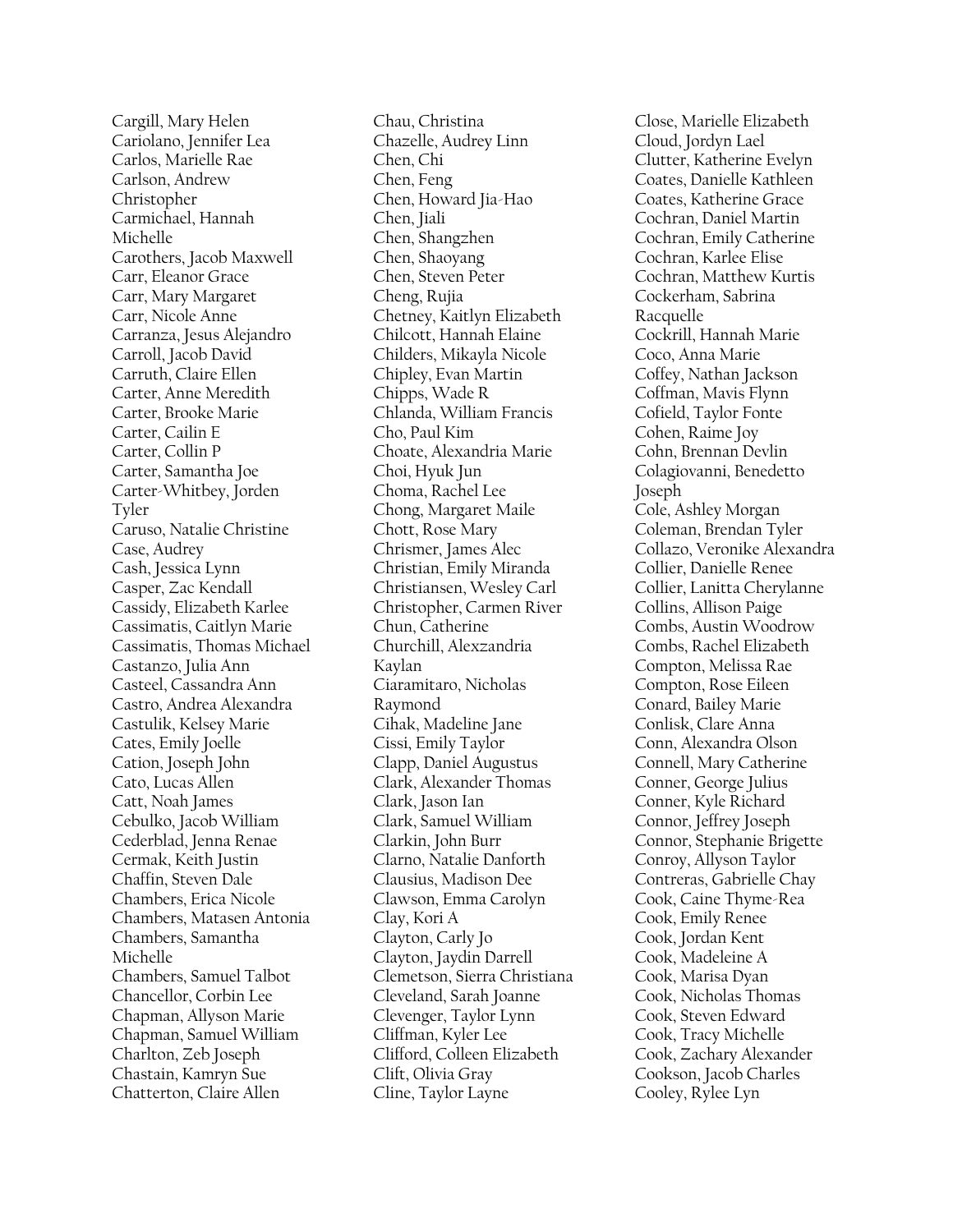Cargill, Mary Helen
Cariolano, Jennifer Lea
Carlos, Marielle Rae
Carlson, Andrew Christopher
Carmichael, Hannah Michelle
Carothers, Jacob Maxwell
Carr, Eleanor Grace
Carr, Mary Margaret
Carr, Nicole Anne
Carranza, Jesus Alejandro
Carroll, Jacob David
Carruth, Claire Ellen
Carter, Anne Meredith
Carter, Brooke Marie
Carter, Cailin E
Carter, Collin P
Carter, Samantha Joe
Carter-Whitbey, Jorden Tyler
Caruso, Natalie Christine
Case, Audrey
Cash, Jessica Lynn
Casper, Zac Kendall
Cassidy, Elizabeth Karlee
Cassimatis, Caitlyn Marie
Cassimatis, Thomas Michael
Castanzo, Julia Ann
Casteel, Cassandra Ann
Castro, Andrea Alexandra
Castulik, Kelsey Marie
Cates, Emily Joelle
Cation, Joseph John
Cato, Lucas Allen
Catt, Noah James
Cebulko, Jacob William
Cederblad, Jenna Renae
Cermak, Keith Justin
Chaffin, Steven Dale
Chambers, Erica Nicole
Chambers, Matasen Antonia
Chambers, Samantha Michelle
Chambers, Samuel Talbot
Chancellor, Corbin Lee
Chapman, Allyson Marie
Chapman, Samuel William
Charlton, Zeb Joseph
Chastain, Kamryn Sue
Chatterton, Claire Allen
Chau, Christina
Chazelle, Audrey Linn
Chen, Chi
Chen, Feng
Chen, Howard Jia-Hao
Chen, Jiali
Chen, Shangzhen
Chen, Shaoyang
Chen, Steven Peter
Cheng, Rujia
Chetney, Kaitlyn Elizabeth
Chilcott, Hannah Elaine
Childers, Mikayla Nicole
Chipley, Evan Martin
Chipps, Wade R
Chlanda, William Francis
Cho, Paul Kim
Choate, Alexandria Marie
Choi, Hyuk Jun
Choma, Rachel Lee
Chong, Margaret Maile
Chott, Rose Mary
Chrismer, James Alec
Christian, Emily Miranda
Christiansen, Wesley Carl
Christopher, Carmen River
Chun, Catherine
Churchill, Alexzandria Kaylan
Ciaramitaro, Nicholas Raymond
Cihak, Madeline Jane
Cissi, Emily Taylor
Clapp, Daniel Augustus
Clark, Alexander Thomas
Clark, Jason Ian
Clark, Samuel William
Clarkin, John Burr
Clarno, Natalie Danforth
Clausius, Madison Dee
Clawson, Emma Carolyn
Clay, Kori A
Clayton, Carly Jo
Clayton, Jaydin Darrell
Clemetson, Sierra Christiana
Cleveland, Sarah Joanne
Clevenger, Taylor Lynn
Cliffman, Kyler Lee
Clifford, Colleen Elizabeth
Clift, Olivia Gray
Cline, Taylor Layne
Close, Marielle Elizabeth
Cloud, Jordyn Lael
Clutter, Katherine Evelyn
Coates, Danielle Kathleen
Coates, Katherine Grace
Cochran, Daniel Martin
Cochran, Emily Catherine
Cochran, Karlee Elise
Cochran, Matthew Kurtis
Cockerham, Sabrina Racquelle
Cockrill, Hannah Marie
Coco, Anna Marie
Coffey, Nathan Jackson
Coffman, Mavis Flynn
Cofield, Taylor Fonte
Cohen, Raime Joy
Cohn, Brennan Devlin
Colagiovanni, Benedetto Joseph
Cole, Ashley Morgan
Coleman, Brendan Tyler
Collazo, Veronike Alexandra
Collier, Danielle Renee
Collier, Lanitta Cherylanne
Collins, Allison Paige
Combs, Austin Woodrow
Combs, Rachel Elizabeth
Compton, Melissa Rae
Compton, Rose Eileen
Conard, Bailey Marie
Conlisk, Clare Anna
Conn, Alexandra Olson
Connell, Mary Catherine
Conner, George Julius
Conner, Kyle Richard
Connor, Jeffrey Joseph
Connor, Stephanie Brigette
Conroy, Allyson Taylor
Contreras, Gabrielle Chay
Cook, Caine Thyme-Rea
Cook, Emily Renee
Cook, Jordan Kent
Cook, Madeleine A
Cook, Marisa Dyan
Cook, Nicholas Thomas
Cook, Steven Edward
Cook, Tracy Michelle
Cook, Zachary Alexander
Cookson, Jacob Charles
Cooley, Rylee Lyn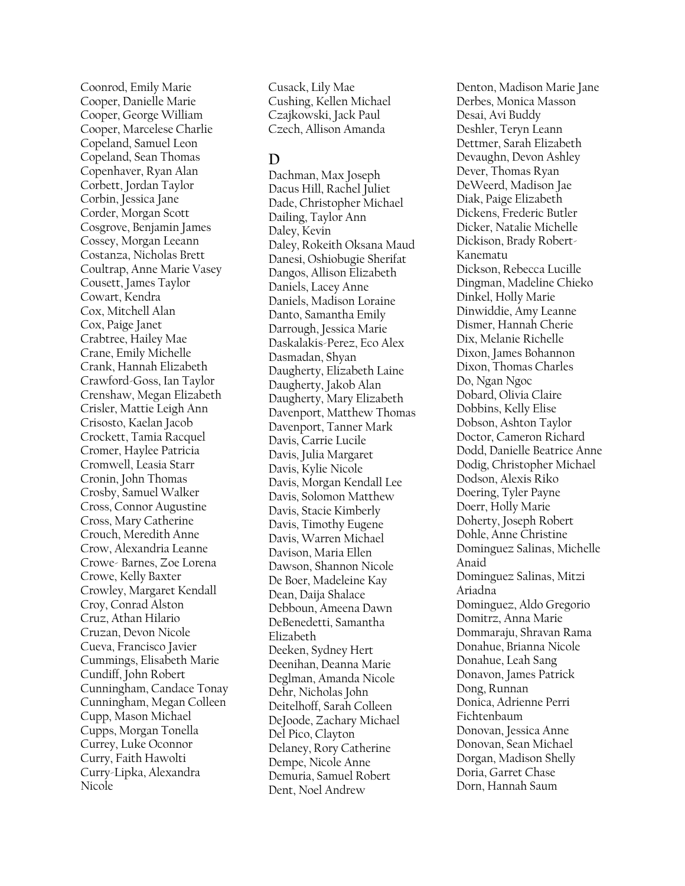Coonrod, Emily Marie
Cooper, Danielle Marie
Cooper, George William
Cooper, Marcelese Charlie
Copeland, Samuel Leon
Copeland, Sean Thomas
Copenhaver, Ryan Alan
Corbett, Jordan Taylor
Corbin, Jessica Jane
Corder, Morgan Scott
Cosgrove, Benjamin James
Cossey, Morgan Leeann
Costanza, Nicholas Brett
Coultrap, Anne Marie Vasey
Cousett, James Taylor
Cowart, Kendra
Cox, Mitchell Alan
Cox, Paige Janet
Crabtree, Hailey Mae
Crane, Emily Michelle
Crank, Hannah Elizabeth
Crawford-Goss, Ian Taylor
Crenshaw, Megan Elizabeth
Crisler, Mattie Leigh Ann
Crisosto, Kaelan Jacob
Crockett, Tamia Racquel
Cromer, Haylee Patricia
Cromwell, Leasia Starr
Cronin, John Thomas
Crosby, Samuel Walker
Cross, Connor Augustine
Cross, Mary Catherine
Crouch, Meredith Anne
Crow, Alexandria Leanne
Crowe- Barnes, Zoe Lorena
Crowe, Kelly Baxter
Crowley, Margaret Kendall
Croy, Conrad Alston
Cruz, Athan Hilario
Cruzan, Devon Nicole
Cueva, Francisco Javier
Cummings, Elisabeth Marie
Cundiff, John Robert
Cunningham, Candace Tonay
Cunningham, Megan Colleen
Cupp, Mason Michael
Cupps, Morgan Tonella
Currey, Luke Oconnor
Curry, Faith Hawolti
Curry-Lipka, Alexandra Nicole
Cusack, Lily Mae
Cushing, Kellen Michael
Czajkowski, Jack Paul
Czech, Allison Amanda

## D

Dachman, Max Joseph
Dacus Hill, Rachel Juliet
Dade, Christopher Michael
Dailing, Taylor Ann
Daley, Kevin
Daley, Rokeith Oksana Maud
Danesi, Oshiobugie Sherifat
Dangos, Allison Elizabeth
Daniels, Lacey Anne
Daniels, Madison Loraine
Danto, Samantha Emily
Darrough, Jessica Marie
Daskalakis-Perez, Eco Alex
Dasmadan, Shyan
Daugherty, Elizabeth Laine
Daugherty, Jakob Alan
Daugherty, Mary Elizabeth
Davenport, Matthew Thomas
Davenport, Tanner Mark
Davis, Carrie Lucile
Davis, Julia Margaret
Davis, Kylie Nicole
Davis, Morgan Kendall Lee
Davis, Solomon Matthew
Davis, Stacie Kimberly
Davis, Timothy Eugene
Davis, Warren Michael
Davison, Maria Ellen
Dawson, Shannon Nicole
De Boer, Madeleine Kay
Dean, Daija Shalace
Debboun, Ameena Dawn
DeBenedetti, Samantha Elizabeth
Deeken, Sydney Hert
Deenihan, Deanna Marie
Deglman, Amanda Nicole
Dehr, Nicholas John
Deitelhoff, Sarah Colleen
DeJoode, Zachary Michael
Del Pico, Clayton
Delaney, Rory Catherine
Dempe, Nicole Anne
Demuria, Samuel Robert
Dent, Noel Andrew
Denton, Madison Marie Jane
Derbes, Monica Masson
Desai, Avi Buddy
Deshler, Teryn Leann
Dettmer, Sarah Elizabeth
Devaughn, Devon Ashley
Dever, Thomas Ryan
DeWeerd, Madison Jae
Diak, Paige Elizabeth
Dickens, Frederic Butler
Dicker, Natalie Michelle
Dickison, Brady Robert-Kanematu
Dickson, Rebecca Lucille
Dingman, Madeline Chieko
Dinkel, Holly Marie
Dinwiddie, Amy Leanne
Dismer, Hannah Cherie
Dix, Melanie Richelle
Dixon, James Bohannon
Dixon, Thomas Charles
Do, Ngan Ngoc
Dobard, Olivia Claire
Dobbins, Kelly Elise
Dobson, Ashton Taylor
Doctor, Cameron Richard
Dodd, Danielle Beatrice Anne
Dodig, Christopher Michael
Dodson, Alexis Riko
Doering, Tyler Payne
Doerr, Holly Marie
Doherty, Joseph Robert
Dohle, Anne Christine
Dominguez Salinas, Michelle Anaid
Dominguez Salinas, Mitzi Ariadna
Dominguez, Aldo Gregorio
Domitrz, Anna Marie
Dommaraju, Shravan Rama
Donahue, Brianna Nicole
Donahue, Leah Sang
Donavon, James Patrick
Dong, Runnan
Donica, Adrienne Perri Fichtenbaum
Donovan, Jessica Anne
Donovan, Sean Michael
Dorgan, Madison Shelly
Doria, Garret Chase
Dorn, Hannah Saum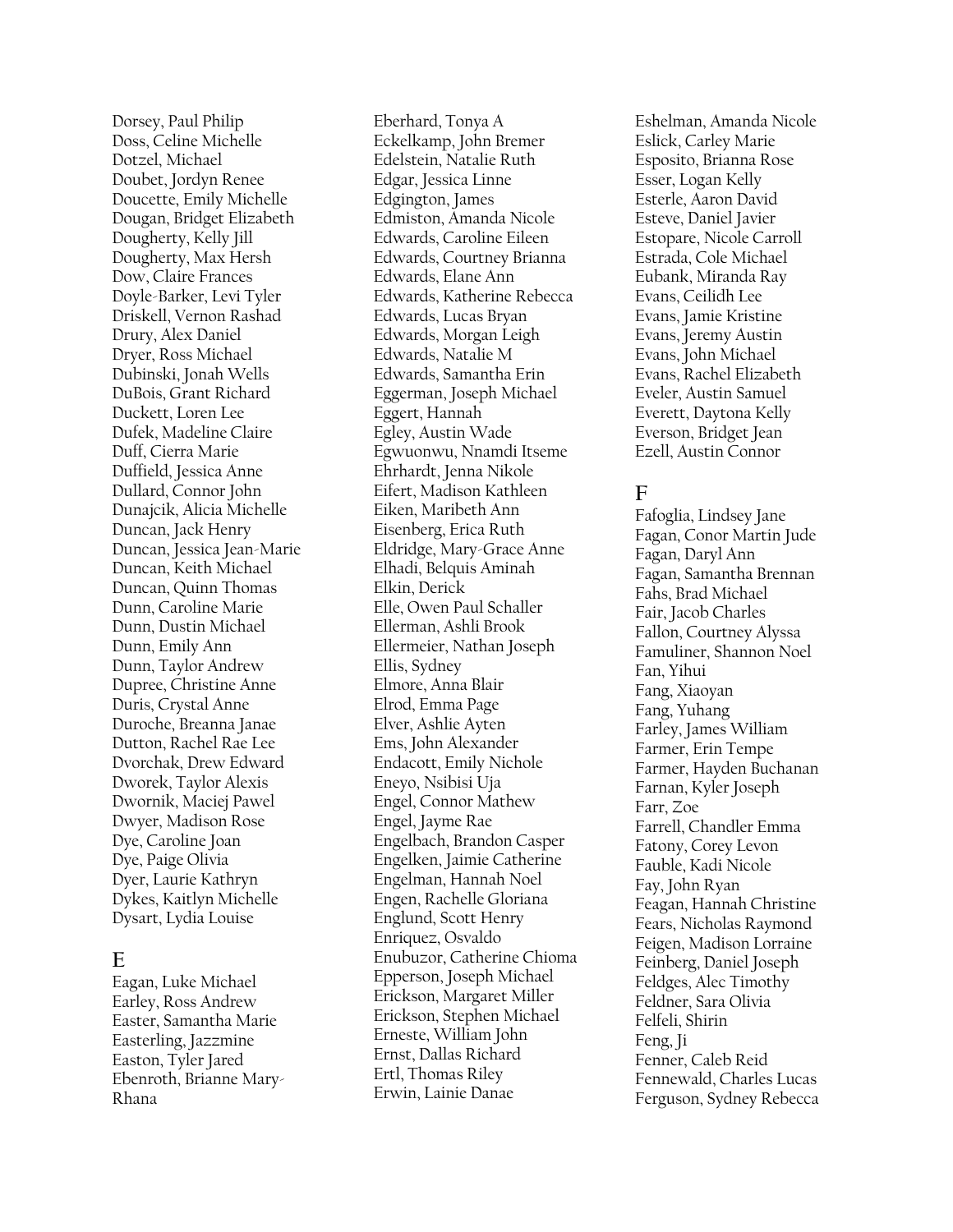Dorsey, Paul Philip
Doss, Celine Michelle
Dotzel, Michael
Doubet, Jordyn Renee
Doucette, Emily Michelle
Dougan, Bridget Elizabeth
Dougherty, Kelly Jill
Dougherty, Max Hersh
Dow, Claire Frances
Doyle-Barker, Levi Tyler
Driskell, Vernon Rashad
Drury, Alex Daniel
Dryer, Ross Michael
Dubinski, Jonah Wells
DuBois, Grant Richard
Duckett, Loren Lee
Dufek, Madeline Claire
Duff, Cierra Marie
Duffield, Jessica Anne
Dullard, Connor John
Dunajcik, Alicia Michelle
Duncan, Jack Henry
Duncan, Jessica Jean-Marie
Duncan, Keith Michael
Duncan, Quinn Thomas
Dunn, Caroline Marie
Dunn, Dustin Michael
Dunn, Emily Ann
Dunn, Taylor Andrew
Dupree, Christine Anne
Duris, Crystal Anne
Duroche, Breanna Janae
Dutton, Rachel Rae Lee
Dvorchak, Drew Edward
Dworek, Taylor Alexis
Dwornik, Maciej Pawel
Dwyer, Madison Rose
Dye, Caroline Joan
Dye, Paige Olivia
Dyer, Laurie Kathryn
Dykes, Kaitlyn Michelle
Dysart, Lydia Louise

## E

Eagan, Luke Michael
Earley, Ross Andrew
Easter, Samantha Marie
Easterling, Jazzmine
Easton, Tyler Jared
Ebenroth, Brianne Mary-Rhana
Eberhard, Tonya A
Eckelkamp, John Bremer
Edelstein, Natalie Ruth
Edgar, Jessica Linne
Edgington, James
Edmiston, Amanda Nicole
Edwards, Caroline Eileen
Edwards, Courtney Brianna
Edwards, Elane Ann
Edwards, Katherine Rebecca
Edwards, Lucas Bryan
Edwards, Morgan Leigh
Edwards, Natalie M
Edwards, Samantha Erin
Eggerman, Joseph Michael
Eggert, Hannah
Egley, Austin Wade
Egwuonwu, Nnamdi Itseme
Ehrhardt, Jenna Nikole
Eifert, Madison Kathleen
Eiken, Maribeth Ann
Eisenberg, Erica Ruth
Eldridge, Mary-Grace Anne
Elhadi, Belquis Aminah
Elkin, Derick
Elle, Owen Paul Schaller
Ellerman, Ashli Brook
Ellermeier, Nathan Joseph
Ellis, Sydney
Elmore, Anna Blair
Elrod, Emma Page
Elver, Ashlie Ayten
Ems, John Alexander
Endacott, Emily Nichole
Eneyo, Nsibisi Uja
Engel, Connor Mathew
Engel, Jayme Rae
Engelbach, Brandon Casper
Engelken, Jaimie Catherine
Engelman, Hannah Noel
Engen, Rachelle Gloriana
Englund, Scott Henry
Enriquez, Osvaldo
Enubuzor, Catherine Chioma
Epperson, Joseph Michael
Erickson, Margaret Miller
Erickson, Stephen Michael
Erneste, William John
Ernst, Dallas Richard
Ertl, Thomas Riley
Erwin, Lainie Danae
Eshelman, Amanda Nicole
Eslick, Carley Marie
Esposito, Brianna Rose
Esser, Logan Kelly
Esterle, Aaron David
Esteve, Daniel Javier
Estopare, Nicole Carroll
Estrada, Cole Michael
Eubank, Miranda Ray
Evans, Ceilidh Lee
Evans, Jamie Kristine
Evans, Jeremy Austin
Evans, John Michael
Evans, Rachel Elizabeth
Eveler, Austin Samuel
Everett, Daytona Kelly
Everson, Bridget Jean
Ezell, Austin Connor

## F

Fafoglia, Lindsey Jane
Fagan, Conor Martin Jude
Fagan, Daryl Ann
Fagan, Samantha Brennan
Fahs, Brad Michael
Fair, Jacob Charles
Fallon, Courtney Alyssa
Famuliner, Shannon Noel
Fan, Yihui
Fang, Xiaoyan
Fang, Yuhang
Farley, James William
Farmer, Erin Tempe
Farmer, Hayden Buchanan
Farnan, Kyler Joseph
Farr, Zoe
Farrell, Chandler Emma
Fatony, Corey Levon
Fauble, Kadi Nicole
Fay, John Ryan
Feagan, Hannah Christine
Fears, Nicholas Raymond
Feigen, Madison Lorraine
Feinberg, Daniel Joseph
Feldges, Alec Timothy
Feldner, Sara Olivia
Felfeli, Shirin
Feng, Ji
Fenner, Caleb Reid
Fennewald, Charles Lucas
Ferguson, Sydney Rebecca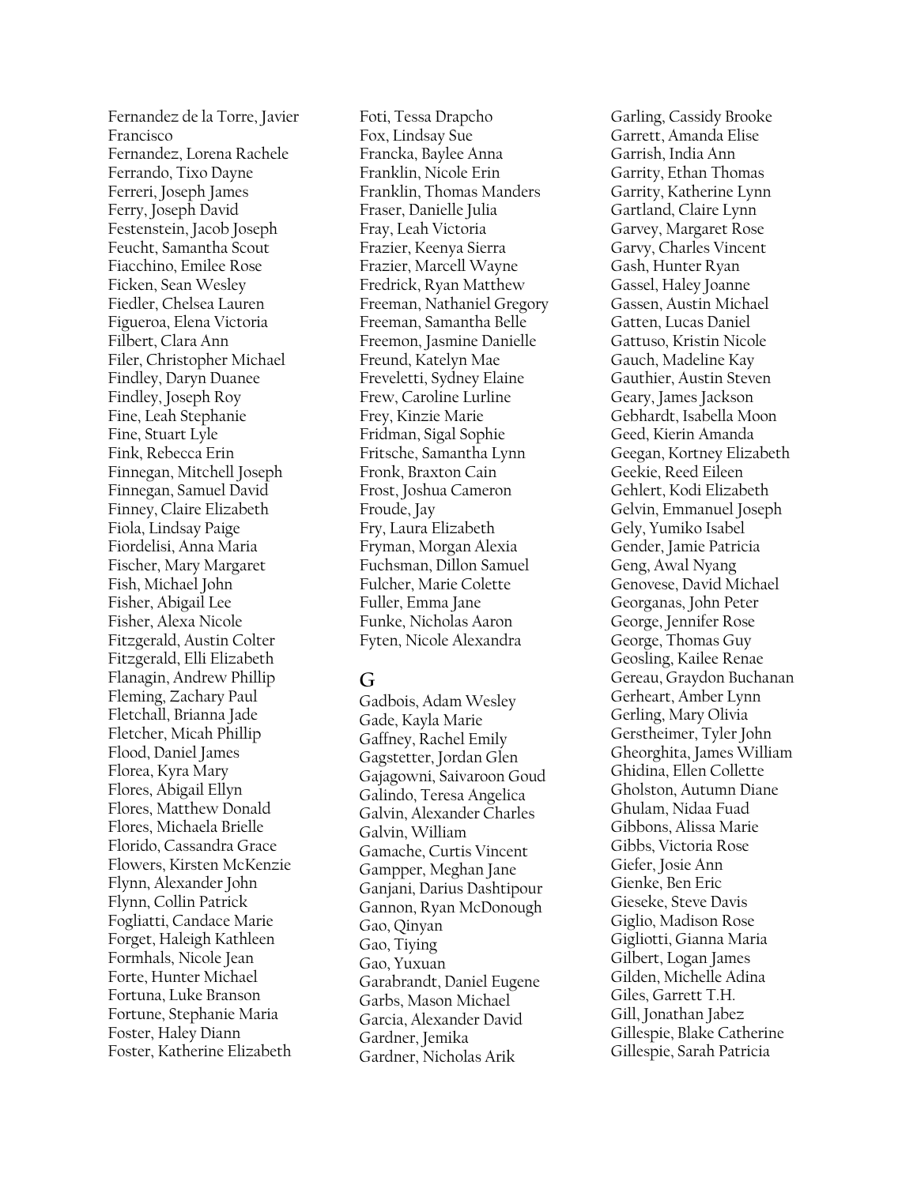Fernandez de la Torre, Javier Francisco
Fernandez, Lorena Rachele
Ferrando, Tixo Dayne
Ferreri, Joseph James
Ferry, Joseph David
Festenstein, Jacob Joseph
Feucht, Samantha Scout
Fiacchino, Emilee Rose
Ficken, Sean Wesley
Fiedler, Chelsea Lauren
Figueroa, Elena Victoria
Filbert, Clara Ann
Filer, Christopher Michael
Findley, Daryn Duanee
Findley, Joseph Roy
Fine, Leah Stephanie
Fine, Stuart Lyle
Fink, Rebecca Erin
Finnegan, Mitchell Joseph
Finnegan, Samuel David
Finney, Claire Elizabeth
Fiola, Lindsay Paige
Fiordelisi, Anna Maria
Fischer, Mary Margaret
Fish, Michael John
Fisher, Abigail Lee
Fisher, Alexa Nicole
Fitzgerald, Austin Colter
Fitzgerald, Elli Elizabeth
Flanagin, Andrew Phillip
Fleming, Zachary Paul
Fletchall, Brianna Jade
Fletcher, Micah Phillip
Flood, Daniel James
Florea, Kyra Mary
Flores, Abigail Ellyn
Flores, Matthew Donald
Flores, Michaela Brielle
Florido, Cassandra Grace
Flowers, Kirsten McKenzie
Flynn, Alexander John
Flynn, Collin Patrick
Fogliatti, Candace Marie
Forget, Haleigh Kathleen
Formhals, Nicole Jean
Forte, Hunter Michael
Fortuna, Luke Branson
Fortune, Stephanie Maria
Foster, Haley Diann
Foster, Katherine Elizabeth
Foti, Tessa Drapcho
Fox, Lindsay Sue
Francka, Baylee Anna
Franklin, Nicole Erin
Franklin, Thomas Manders
Fraser, Danielle Julia
Fray, Leah Victoria
Frazier, Keenya Sierra
Frazier, Marcell Wayne
Fredrick, Ryan Matthew
Freeman, Nathaniel Gregory
Freeman, Samantha Belle
Freemon, Jasmine Danielle
Freund, Katelyn Mae
Freveletti, Sydney Elaine
Frew, Caroline Lurline
Frey, Kinzie Marie
Fridman, Sigal Sophie
Fritsche, Samantha Lynn
Fronk, Braxton Cain
Frost, Joshua Cameron
Froude, Jay
Fry, Laura Elizabeth
Fryman, Morgan Alexia
Fuchsman, Dillon Samuel
Fulcher, Marie Colette
Fuller, Emma Jane
Funke, Nicholas Aaron
Fyten, Nicole Alexandra

## G

Gadbois, Adam Wesley
Gade, Kayla Marie
Gaffney, Rachel Emily
Gagstetter, Jordan Glen
Gajagowni, Saivaroon Goud
Galindo, Teresa Angelica
Galvin, Alexander Charles
Galvin, William
Gamache, Curtis Vincent
Gampper, Meghan Jane
Ganjani, Darius Dashtipour
Gannon, Ryan McDonough
Gao, Qinyan
Gao, Tiying
Gao, Yuxuan
Garabrandt, Daniel Eugene
Garbs, Mason Michael
Garcia, Alexander David
Gardner, Jemika
Gardner, Nicholas Arik
Garling, Cassidy Brooke
Garrett, Amanda Elise
Garrish, India Ann
Garrity, Ethan Thomas
Garrity, Katherine Lynn
Gartland, Claire Lynn
Garvey, Margaret Rose
Garvy, Charles Vincent
Gash, Hunter Ryan
Gassel, Haley Joanne
Gassen, Austin Michael
Gatten, Lucas Daniel
Gattuso, Kristin Nicole
Gauch, Madeline Kay
Gauthier, Austin Steven
Geary, James Jackson
Gebhardt, Isabella Moon
Geed, Kierin Amanda
Geegan, Kortney Elizabeth
Geekie, Reed Eileen
Gehlert, Kodi Elizabeth
Gelvin, Emmanuel Joseph
Gely, Yumiko Isabel
Gender, Jamie Patricia
Geng, Awal Nyang
Genovese, David Michael
Georganas, John Peter
George, Jennifer Rose
George, Thomas Guy
Geosling, Kailee Renae
Gereau, Graydon Buchanan
Gerheart, Amber Lynn
Gerling, Mary Olivia
Gerstheimer, Tyler John
Gheorghita, James William
Ghidina, Ellen Collette
Gholston, Autumn Diane
Ghulam, Nidaa Fuad
Gibbons, Alissa Marie
Gibbs, Victoria Rose
Giefer, Josie Ann
Gienke, Ben Eric
Gieseke, Steve Davis
Giglio, Madison Rose
Gigliotti, Gianna Maria
Gilbert, Logan James
Gilden, Michelle Adina
Giles, Garrett T.H.
Gill, Jonathan Jabez
Gillespie, Blake Catherine
Gillespie, Sarah Patricia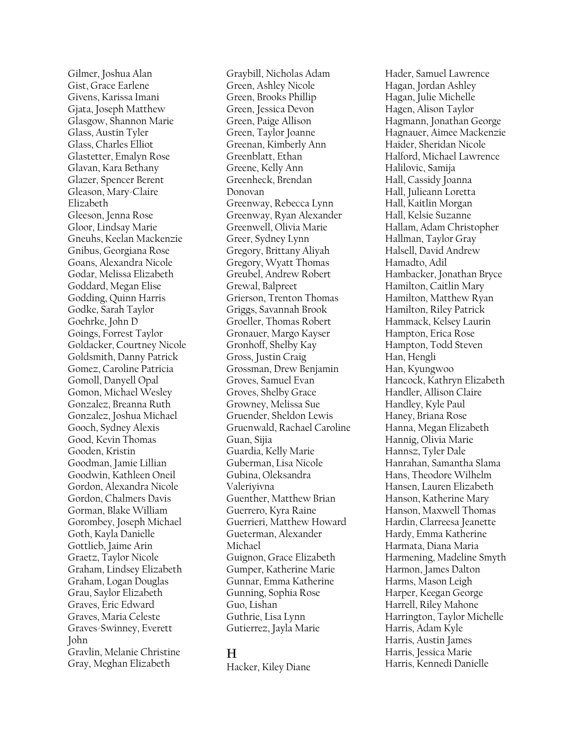Gilmer, Joshua Alan
Gist, Grace Earlene
Givens, Karissa Imani
Gjata, Joseph Matthew
Glasgow, Shannon Marie
Glass, Austin Tyler
Glass, Charles Elliot
Glastetter, Emalyn Rose
Glavan, Kara Bethany
Glazer, Spencer Berent
Gleason, Mary-Claire Elizabeth
Gleeson, Jenna Rose
Gloor, Lindsay Marie
Gneuhs, Keelan Mackenzie
Gnibus, Georgiana Rose
Goans, Alexandra Nicole
Godar, Melissa Elizabeth
Goddard, Megan Elise
Godding, Quinn Harris
Godke, Sarah Taylor
Goehrke, John D
Goings, Forrest Taylor
Goldacker, Courtney Nicole
Goldsmith, Danny Patrick
Gomez, Caroline Patricia
Gomoll, Danyell Opal
Gomon, Michael Wesley
Gonzalez, Breanna Ruth
Gonzalez, Joshua Michael
Gooch, Sydney Alexis
Good, Kevin Thomas
Gooden, Kristin
Goodman, Jamie Lillian
Goodwin, Kathleen Oneil
Gordon, Alexandra Nicole
Gordon, Chalmers Davis
Gorman, Blake William
Gorombey, Joseph Michael
Goth, Kayla Danielle
Gottlieb, Jaime Arin
Graetz, Taylor Nicole
Graham, Lindsey Elizabeth
Graham, Logan Douglas
Grau, Saylor Elizabeth
Graves, Eric Edward
Graves, Maria Celeste
Graves-Swinney, Everett John
Gravlin, Melanie Christine
Gray, Meghan Elizabeth
Graybill, Nicholas Adam
Green, Ashley Nicole
Green, Brooks Phillip
Green, Jessica Devon
Green, Paige Allison
Green, Taylor Joanne
Greenan, Kimberly Ann
Greenblatt, Ethan
Greene, Kelly Ann
Greenheck, Brendan Donovan
Greenway, Rebecca Lynn
Greenway, Ryan Alexander
Greenwell, Olivia Marie
Greer, Sydney Lynn
Gregory, Brittany Aliyah
Gregory, Wyatt Thomas
Greubel, Andrew Robert
Grewal, Balpreet
Grierson, Trenton Thomas
Griggs, Savannah Brook
Groeller, Thomas Robert
Gronauer, Margo Kayser
Gronhoff, Shelby Kay
Gross, Justin Craig
Grossman, Drew Benjamin
Groves, Samuel Evan
Groves, Shelby Grace
Growney, Melissa Sue
Gruender, Sheldon Lewis
Gruenwald, Rachael Caroline
Guan, Sijia
Guardia, Kelly Marie
Guberman, Lisa Nicole
Gubina, Oleksandra Valeriyivna
Guenther, Matthew Brian
Guerrero, Kyra Raine
Guerrieri, Matthew Howard
Gueterman, Alexander Michael
Guignon, Grace Elizabeth
Gumper, Katherine Marie
Gunnar, Emma Katherine
Gunning, Sophia Rose
Guo, Lishan
Guthrie, Lisa Lynn
Gutierrez, Jayla Marie

## H

Hacker, Kiley Diane
Hader, Samuel Lawrence
Hagan, Jordan Ashley
Hagan, Julie Michelle
Hagen, Alison Taylor
Hagmann, Jonathan George
Hagnauer, Aimee Mackenzie
Haider, Sheridan Nicole
Halford, Michael Lawrence
Halilovic, Samija
Hall, Cassidy Joanna
Hall, Julieann Loretta
Hall, Kaitlin Morgan
Hall, Kelsie Suzanne
Hallam, Adam Christopher
Hallman, Taylor Gray
Halsell, David Andrew
Hamadto, Adil
Hambacker, Jonathan Bryce
Hamilton, Caitlin Mary
Hamilton, Matthew Ryan
Hamilton, Riley Patrick
Hammack, Kelsey Laurin
Hampton, Erica Rose
Hampton, Todd Steven
Han, Hengli
Han, Kyungwoo
Hancock, Kathryn Elizabeth
Handler, Allison Claire
Handley, Kyle Paul
Haney, Briana Rose
Hanna, Megan Elizabeth
Hannig, Olivia Marie
Hannsz, Tyler Dale
Hanrahan, Samantha Slama
Hans, Theodore Wilhelm
Hansen, Lauren Elizabeth
Hanson, Katherine Mary
Hanson, Maxwell Thomas
Hardin, Clarreesa Jeanette
Hardy, Emma Katherine
Harmata, Diana Maria
Harmening, Madeline Smyth
Harmon, James Dalton
Harms, Mason Leigh
Harper, Keegan George
Harrell, Riley Mahone
Harrington, Taylor Michelle
Harris, Adam Kyle
Harris, Austin James
Harris, Jessica Marie
Harris, Kennedi Danielle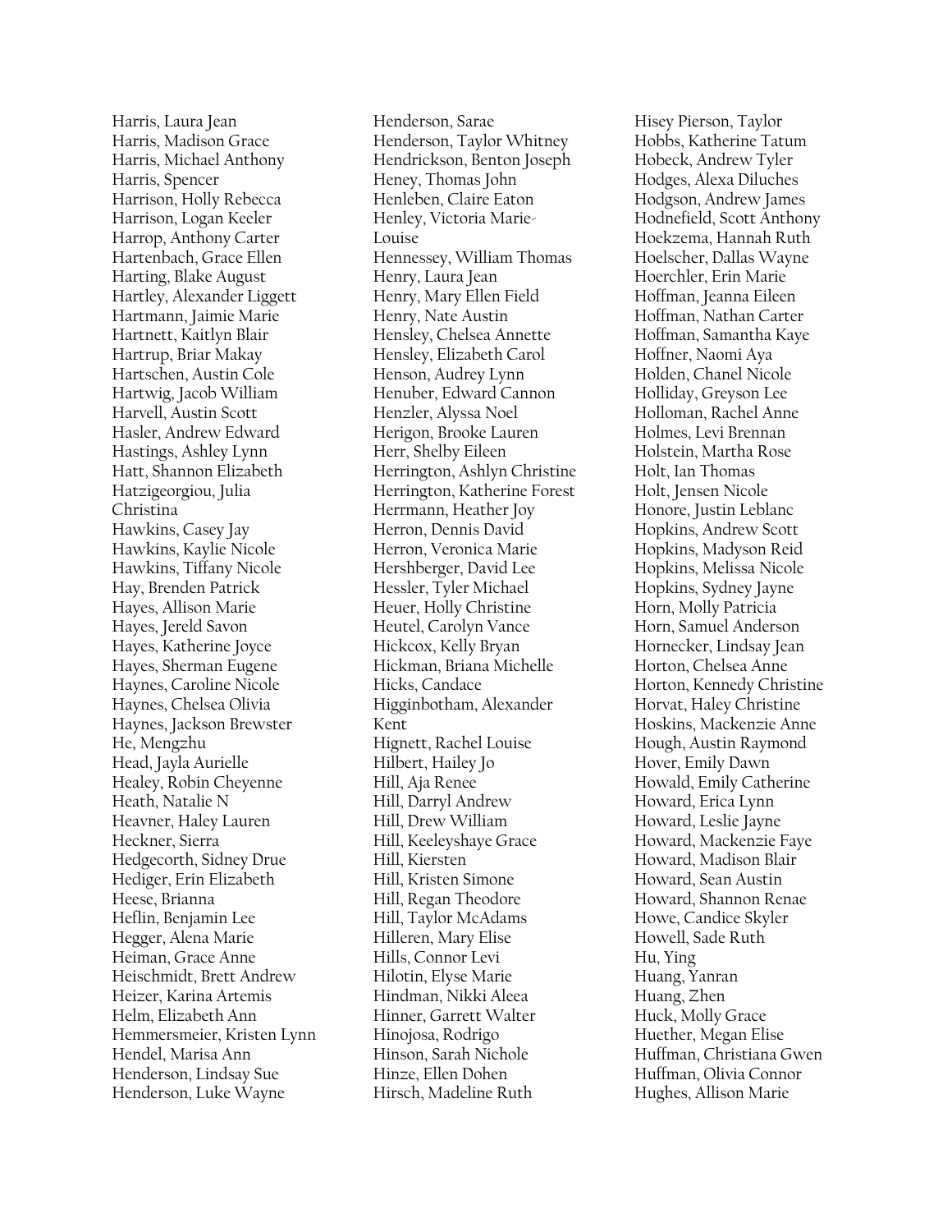Harris, Laura Jean
Harris, Madison Grace
Harris, Michael Anthony
Harris, Spencer
Harrison, Holly Rebecca
Harrison, Logan Keeler
Harrop, Anthony Carter
Hartenbach, Grace Ellen
Harting, Blake August
Hartley, Alexander Liggett
Hartmann, Jaimie Marie
Hartnett, Kaitlyn Blair
Hartrup, Briar Makay
Hartschen, Austin Cole
Hartwig, Jacob William
Harvell, Austin Scott
Hasler, Andrew Edward
Hastings, Ashley Lynn
Hatt, Shannon Elizabeth
Hatzigeorgiou, Julia Christina
Hawkins, Casey Jay
Hawkins, Kaylie Nicole
Hawkins, Tiffany Nicole
Hay, Brenden Patrick
Hayes, Allison Marie
Hayes, Jereld Savon
Hayes, Katherine Joyce
Hayes, Sherman Eugene
Haynes, Caroline Nicole
Haynes, Chelsea Olivia
Haynes, Jackson Brewster
He, Mengzhu
Head, Jayla Aurielle
Healey, Robin Cheyenne
Heath, Natalie N
Heavner, Haley Lauren
Heckner, Sierra
Hedgecorth, Sidney Drue
Hediger, Erin Elizabeth
Heese, Brianna
Heflin, Benjamin Lee
Hegger, Alena Marie
Heiman, Grace Anne
Heischmidt, Brett Andrew
Heizer, Karina Artemis
Helm, Elizabeth Ann
Hemmersmeier, Kristen Lynn
Hendel, Marisa Ann
Henderson, Lindsay Sue
Henderson, Luke Wayne
Henderson, Sarae
Henderson, Taylor Whitney
Hendrickson, Benton Joseph
Heney, Thomas John
Henleben, Claire Eaton
Henley, Victoria Marie-Louise
Hennessey, William Thomas
Henry, Laura Jean
Henry, Mary Ellen Field
Henry, Nate Austin
Hensley, Chelsea Annette
Hensley, Elizabeth Carol
Henson, Audrey Lynn
Henuber, Edward Cannon
Henzler, Alyssa Noel
Herigon, Brooke Lauren
Herr, Shelby Eileen
Herrington, Ashlyn Christine
Herrington, Katherine Forest
Herrmann, Heather Joy
Herron, Dennis David
Herron, Veronica Marie
Hershberger, David Lee
Hessler, Tyler Michael
Heuer, Holly Christine
Heutel, Carolyn Vance
Hickcox, Kelly Bryan
Hickman, Briana Michelle
Hicks, Candace
Higginbotham, Alexander Kent
Hignett, Rachel Louise
Hilbert, Hailey Jo
Hill, Aja Renee
Hill, Darryl Andrew
Hill, Drew William
Hill, Keeleyshaye Grace
Hill, Kiersten
Hill, Kristen Simone
Hill, Regan Theodore
Hill, Taylor McAdams
Hilleren, Mary Elise
Hills, Connor Levi
Hilotin, Elyse Marie
Hindman, Nikki Aleea
Hinner, Garrett Walter
Hinojosa, Rodrigo
Hinson, Sarah Nichole
Hinze, Ellen Dohen
Hirsch, Madeline Ruth
Hisey Pierson, Taylor
Hobbs, Katherine Tatum
Hobeck, Andrew Tyler
Hodges, Alexa Diluches
Hodgson, Andrew James
Hodnefield, Scott Anthony
Hoekzema, Hannah Ruth
Hoelscher, Dallas Wayne
Hoerchler, Erin Marie
Hoffman, Jeanna Eileen
Hoffman, Nathan Carter
Hoffman, Samantha Kaye
Hoffner, Naomi Aya
Holden, Chanel Nicole
Holliday, Greyson Lee
Holloman, Rachel Anne
Holmes, Levi Brennan
Holstein, Martha Rose
Holt, Ian Thomas
Holt, Jensen Nicole
Honore, Justin Leblanc
Hopkins, Andrew Scott
Hopkins, Madyson Reid
Hopkins, Melissa Nicole
Hopkins, Sydney Jayne
Horn, Molly Patricia
Horn, Samuel Anderson
Hornecker, Lindsay Jean
Horton, Chelsea Anne
Horton, Kennedy Christine
Horvat, Haley Christine
Hoskins, Mackenzie Anne
Hough, Austin Raymond
Hover, Emily Dawn
Howald, Emily Catherine
Howard, Erica Lynn
Howard, Leslie Jayne
Howard, Mackenzie Faye
Howard, Madison Blair
Howard, Sean Austin
Howard, Shannon Renae
Howe, Candice Skyler
Howell, Sade Ruth
Hu, Ying
Huang, Yanran
Huang, Zhen
Huck, Molly Grace
Huether, Megan Elise
Huffman, Christiana Gwen
Huffman, Olivia Connor
Hughes, Allison Marie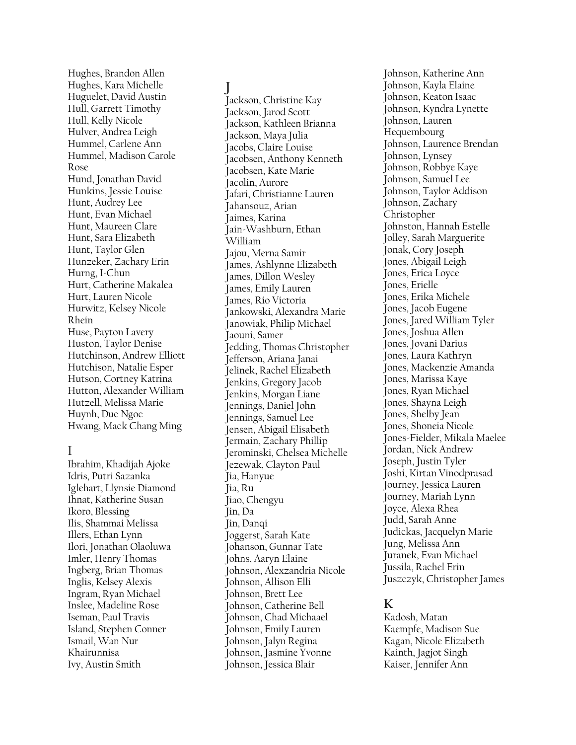Hughes, Brandon Allen
Hughes, Kara Michelle
Huguelet, David Austin
Hull, Garrett Timothy
Hull, Kelly Nicole
Hulver, Andrea Leigh
Hummel, Carlene Ann
Hummel, Madison Carole Rose
Hund, Jonathan David
Hunkins, Jessie Louise
Hunt, Audrey Lee
Hunt, Evan Michael
Hunt, Maureen Clare
Hunt, Sara Elizabeth
Hunt, Taylor Glen
Hunzeker, Zachary Erin
Hurng, I-Chun
Hurt, Catherine Makalea
Hurt, Lauren Nicole
Hurwitz, Kelsey Nicole Rhein
Huse, Payton Lavery
Huston, Taylor Denise
Hutchinson, Andrew Elliott
Hutchison, Natalie Esper
Hutson, Cortney Katrina
Hutton, Alexander William
Hutzell, Melissa Marie
Huynh, Duc Ngoc
Hwang, Mack Chang Ming

## I

Ibrahim, Khadijah Ajoke
Idris, Putri Sazanka
Iglehart, Llynsie Diamond
Ihnat, Katherine Susan
Ikoro, Blessing
Ilis, Shammai Melissa
Illers, Ethan Lynn
Ilori, Jonathan Olaoluwa
Imler, Henry Thomas
Ingberg, Brian Thomas
Inglis, Kelsey Alexis
Ingram, Ryan Michael
Inslee, Madeline Rose
Iseman, Paul Travis
Island, Stephen Conner
Ismail, Wan Nur Khairunnisa
Ivy, Austin Smith

## J

Jackson, Christine Kay
Jackson, Jarod Scott
Jackson, Kathleen Brianna
Jackson, Maya Julia
Jacobs, Claire Louise
Jacobsen, Anthony Kenneth
Jacobsen, Kate Marie
Jacolin, Aurore
Jafari, Christianne Lauren
Jahansouz, Arian
Jaimes, Karina
Jain-Washburn, Ethan William
Jajou, Merna Samir
James, Ashlynne Elizabeth
James, Dillon Wesley
James, Emily Lauren
James, Rio Victoria
Jankowski, Alexandra Marie
Janowiak, Philip Michael
Jaouni, Samer
Jedding, Thomas Christopher
Jefferson, Ariana Janai
Jelinek, Rachel Elizabeth
Jenkins, Gregory Jacob
Jenkins, Morgan Liane
Jennings, Daniel John
Jennings, Samuel Lee
Jensen, Abigail Elisabeth
Jermain, Zachary Phillip
Jerominski, Chelsea Michelle
Jezewak, Clayton Paul
Jia, Hanyue
Jia, Ru
Jiao, Chengyu
Jin, Da
Jin, Danqi
Joggerst, Sarah Kate
Johanson, Gunnar Tate
Johns, Aaryn Elaine
Johnson, Alexzandria Nicole
Johnson, Allison Elli
Johnson, Brett Lee
Johnson, Catherine Bell
Johnson, Chad Michaael
Johnson, Emily Lauren
Johnson, Jalyn Regina
Johnson, Jasmine Yvonne
Johnson, Jessica Blair
Johnson, Katherine Ann
Johnson, Kayla Elaine
Johnson, Keaton Isaac
Johnson, Kyndra Lynette
Johnson, Lauren Hequembourg
Johnson, Laurence Brendan
Johnson, Lynsey
Johnson, Robbye Kaye
Johnson, Samuel Lee
Johnson, Taylor Addison
Johnson, Zachary Christopher
Johnston, Hannah Estelle
Jolley, Sarah Marguerite
Jonak, Cory Joseph
Jones, Abigail Leigh
Jones, Erica Loyce
Jones, Erielle
Jones, Erika Michele
Jones, Jacob Eugene
Jones, Jared William Tyler
Jones, Joshua Allen
Jones, Jovani Darius
Jones, Laura Kathryn
Jones, Mackenzie Amanda
Jones, Marissa Kaye
Jones, Ryan Michael
Jones, Shayna Leigh
Jones, Shelby Jean
Jones, Shoneia Nicole
Jones-Fielder, Mikala Maelee
Jordan, Nick Andrew
Joseph, Justin Tyler
Joshi, Kirtan Vinodprasad
Journey, Jessica Lauren
Journey, Mariah Lynn
Joyce, Alexa Rhea
Judd, Sarah Anne
Judickas, Jacquelyn Marie
Jung, Melissa Ann
Juranek, Evan Michael
Jussila, Rachel Erin
Juszczyk, Christopher James

## K

Kadosh, Matan
Kaempfe, Madison Sue
Kagan, Nicole Elizabeth
Kainth, Jagjot Singh
Kaiser, Jennifer Ann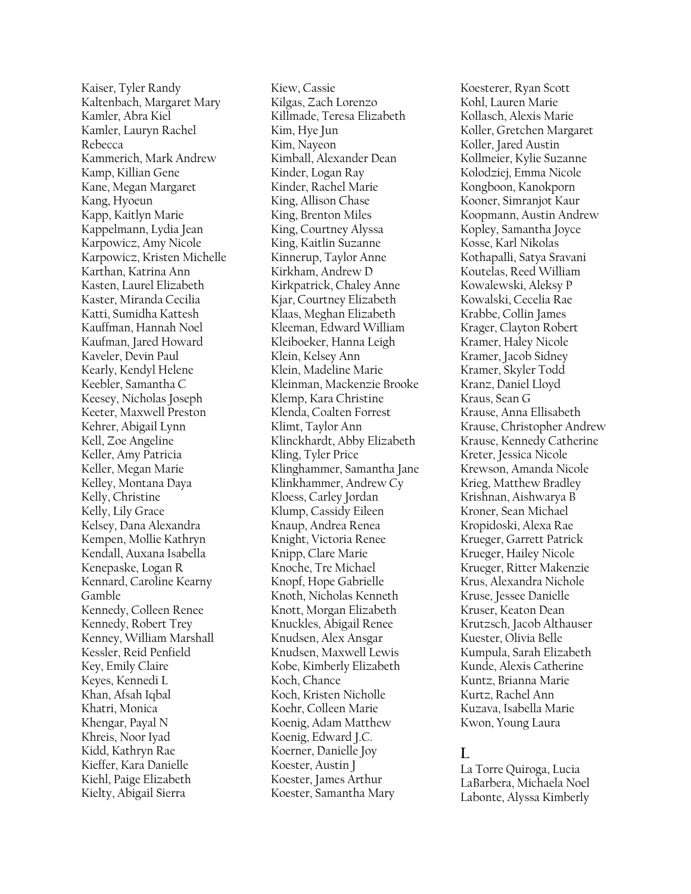Kaiser, Tyler Randy
Kaltenbach, Margaret Mary
Kamler, Abra Kiel
Kamler, Lauryn Rachel Rebecca
Kammerich, Mark Andrew
Kamp, Killian Gene
Kane, Megan Margaret
Kang, Hyoeun
Kapp, Kaitlyn Marie
Kappelmann, Lydia Jean
Karpowicz, Amy Nicole
Karpowicz, Kristen Michelle
Karthan, Katrina Ann
Kasten, Laurel Elizabeth
Kaster, Miranda Cecilia
Katti, Sumidha Kattesh
Kauffman, Hannah Noel
Kaufman, Jared Howard
Kaveler, Devin Paul
Kearly, Kendyl Helene
Keebler, Samantha C
Keesey, Nicholas Joseph
Keeter, Maxwell Preston
Kehrer, Abigail Lynn
Kell, Zoe Angeline
Keller, Amy Patricia
Keller, Megan Marie
Kelley, Montana Daya
Kelly, Christine
Kelly, Lily Grace
Kelsey, Dana Alexandra
Kempen, Mollie Kathryn
Kendall, Auxana Isabella
Kenepaske, Logan R
Kennard, Caroline Kearny Gamble
Kennedy, Colleen Renee
Kennedy, Robert Trey
Kenney, William Marshall
Kessler, Reid Penfield
Key, Emily Claire
Keyes, Kennedi L
Khan, Afsah Iqbal
Khatri, Monica
Khengar, Payal N
Khreis, Noor Iyad
Kidd, Kathryn Rae
Kieffer, Kara Danielle
Kiehl, Paige Elizabeth
Kielty, Abigail Sierra
Kiew, Cassie
Kilgas, Zach Lorenzo
Killmade, Teresa Elizabeth
Kim, Hye Jun
Kim, Nayeon
Kimball, Alexander Dean
Kinder, Logan Ray
Kinder, Rachel Marie
King, Allison Chase
King, Brenton Miles
King, Courtney Alyssa
King, Kaitlin Suzanne
Kinnerup, Taylor Anne
Kirkham, Andrew D
Kirkpatrick, Chaley Anne
Kjar, Courtney Elizabeth
Klaas, Meghan Elizabeth
Kleeman, Edward William
Kleiboeker, Hanna Leigh
Klein, Kelsey Ann
Klein, Madeline Marie
Kleinman, Mackenzie Brooke
Klemp, Kara Christine
Klenda, Coalten Forrest
Klimt, Taylor Ann
Klinckhardt, Abby Elizabeth
Kling, Tyler Price
Klinghammer, Samantha Jane
Klinkhammer, Andrew Cy
Kloess, Carley Jordan
Klump, Cassidy Eileen
Knaup, Andrea Renea
Knight, Victoria Renee
Knipp, Clare Marie
Knoche, Tre Michael
Knopf, Hope Gabrielle
Knoth, Nicholas Kenneth
Knott, Morgan Elizabeth
Knuckles, Abigail Renee
Knudsen, Alex Ansgar
Knudsen, Maxwell Lewis
Kobe, Kimberly Elizabeth
Koch, Chance
Koch, Kristen Nicholle
Koehr, Colleen Marie
Koenig, Adam Matthew
Koenig, Edward J.C.
Koerner, Danielle Joy
Koester, Austin J
Koester, James Arthur
Koester, Samantha Mary
Koesterer, Ryan Scott
Kohl, Lauren Marie
Kollasch, Alexis Marie
Koller, Gretchen Margaret
Koller, Jared Austin
Kollmeier, Kylie Suzanne
Kolodziej, Emma Nicole
Kongboon, Kanokporn
Kooner, Simranjot Kaur
Koopmann, Austin Andrew
Kopley, Samantha Joyce
Kosse, Karl Nikolas
Kothapalli, Satya Sravani
Koutelas, Reed William
Kowalewski, Aleksy P
Kowalski, Cecelia Rae
Krabbe, Collin James
Krager, Clayton Robert
Kramer, Haley Nicole
Kramer, Jacob Sidney
Kramer, Skyler Todd
Kranz, Daniel Lloyd
Kraus, Sean G
Krause, Anna Ellisabeth
Krause, Christopher Andrew
Krause, Kennedy Catherine
Kreter, Jessica Nicole
Krewson, Amanda Nicole
Krieg, Matthew Bradley
Krishnan, Aishwarya B
Kroner, Sean Michael
Kropidoski, Alexa Rae
Krueger, Garrett Patrick
Krueger, Hailey Nicole
Krueger, Ritter Makenzie
Krus, Alexandra Nichole
Kruse, Jessee Danielle
Kruser, Keaton Dean
Krutzsch, Jacob Althauser
Kuester, Olivia Belle
Kumpula, Sarah Elizabeth
Kunde, Alexis Catherine
Kuntz, Brianna Marie
Kurtz, Rachel Ann
Kuzava, Isabella Marie
Kwon, Young Laura

## L

La Torre Quiroga, Lucia
LaBarbera, Michaela Noel
Labonte, Alyssa Kimberly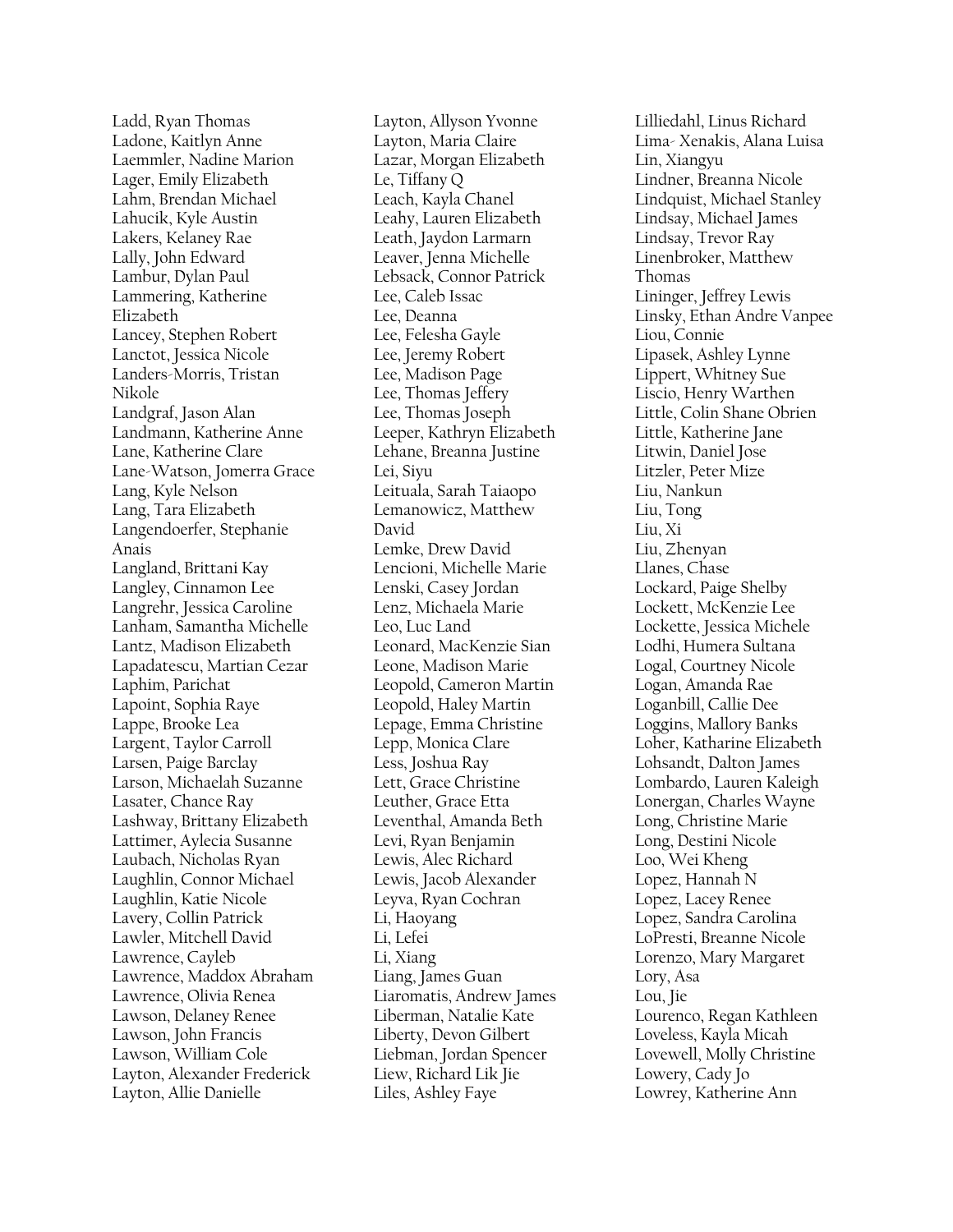Ladd, Ryan Thomas
Ladone, Kaitlyn Anne
Laemmler, Nadine Marion
Lager, Emily Elizabeth
Lahm, Brendan Michael
Lahucik, Kyle Austin
Lakers, Kelaney Rae
Lally, John Edward
Lambur, Dylan Paul
Lammering, Katherine Elizabeth
Lancey, Stephen Robert
Lanctot, Jessica Nicole
Landers-Morris, Tristan Nikole
Landgraf, Jason Alan
Landmann, Katherine Anne
Lane, Katherine Clare
Lane-Watson, Jomerra Grace
Lang, Kyle Nelson
Lang, Tara Elizabeth
Langendoerfer, Stephanie Anais
Langland, Brittani Kay
Langley, Cinnamon Lee
Langrehr, Jessica Caroline
Lanham, Samantha Michelle
Lantz, Madison Elizabeth
Lapadatescu, Martian Cezar
Laphim, Parichat
Lapoint, Sophia Raye
Lappe, Brooke Lea
Largent, Taylor Carroll
Larsen, Paige Barclay
Larson, Michaelah Suzanne
Lasater, Chance Ray
Lashway, Brittany Elizabeth
Lattimer, Aylecia Susanne
Laubach, Nicholas Ryan
Laughlin, Connor Michael
Laughlin, Katie Nicole
Lavery, Collin Patrick
Lawler, Mitchell David
Lawrence, Cayleb
Lawrence, Maddox Abraham
Lawrence, Olivia Renea
Lawson, Delaney Renee
Lawson, John Francis
Lawson, William Cole
Layton, Alexander Frederick
Layton, Allie Danielle
Layton, Allyson Yvonne
Layton, Maria Claire
Lazar, Morgan Elizabeth
Le, Tiffany Q
Leach, Kayla Chanel
Leahy, Lauren Elizabeth
Leath, Jaydon Larmarn
Leaver, Jenna Michelle
Lebsack, Connor Patrick
Lee, Caleb Issac
Lee, Deanna
Lee, Felesha Gayle
Lee, Jeremy Robert
Lee, Madison Page
Lee, Thomas Jeffery
Lee, Thomas Joseph
Leeper, Kathryn Elizabeth
Lehane, Breanna Justine
Lei, Siyu
Leituala, Sarah Taiaopo
Lemanowicz, Matthew David
Lemke, Drew David
Lencioni, Michelle Marie
Lenski, Casey Jordan
Lenz, Michaela Marie
Leo, Luc Land
Leonard, MacKenzie Sian
Leone, Madison Marie
Leopold, Cameron Martin
Leopold, Haley Martin
Lepage, Emma Christine
Lepp, Monica Clare
Less, Joshua Ray
Lett, Grace Christine
Leuther, Grace Etta
Leventhal, Amanda Beth
Levi, Ryan Benjamin
Lewis, Alec Richard
Lewis, Jacob Alexander
Leyva, Ryan Cochran
Li, Haoyang
Li, Lefei
Li, Xiang
Liang, James Guan
Liaromatis, Andrew James
Liberman, Natalie Kate
Liberty, Devon Gilbert
Liebman, Jordan Spencer
Liew, Richard Lik Jie
Liles, Ashley Faye
Lilliedahl, Linus Richard
Lima- Xenakis, Alana Luisa
Lin, Xiangyu
Lindner, Breanna Nicole
Lindquist, Michael Stanley
Lindsay, Michael James
Lindsay, Trevor Ray
Linenbroker, Matthew Thomas
Lininger, Jeffrey Lewis
Linsky, Ethan Andre Vanpee
Liou, Connie
Lipasek, Ashley Lynne
Lippert, Whitney Sue
Liscio, Henry Warthen
Little, Colin Shane Obrien
Little, Katherine Jane
Litwin, Daniel Jose
Litzler, Peter Mize
Liu, Nankun
Liu, Tong
Liu, Xi
Liu, Zhenyan
Llanes, Chase
Lockard, Paige Shelby
Lockett, McKenzie Lee
Lockette, Jessica Michele
Lodhi, Humera Sultana
Logal, Courtney Nicole
Logan, Amanda Rae
Loganbill, Callie Dee
Loggins, Mallory Banks
Loher, Katharine Elizabeth
Lohsandt, Dalton James
Lombardo, Lauren Kaleigh
Lonergan, Charles Wayne
Long, Christine Marie
Long, Destini Nicole
Loo, Wei Kheng
Lopez, Hannah N
Lopez, Lacey Renee
Lopez, Sandra Carolina
LoPresti, Breanne Nicole
Lorenzo, Mary Margaret
Lory, Asa
Lou, Jie
Lourenco, Regan Kathleen
Loveless, Kayla Micah
Lovewell, Molly Christine
Lowery, Cady Jo
Lowrey, Katherine Ann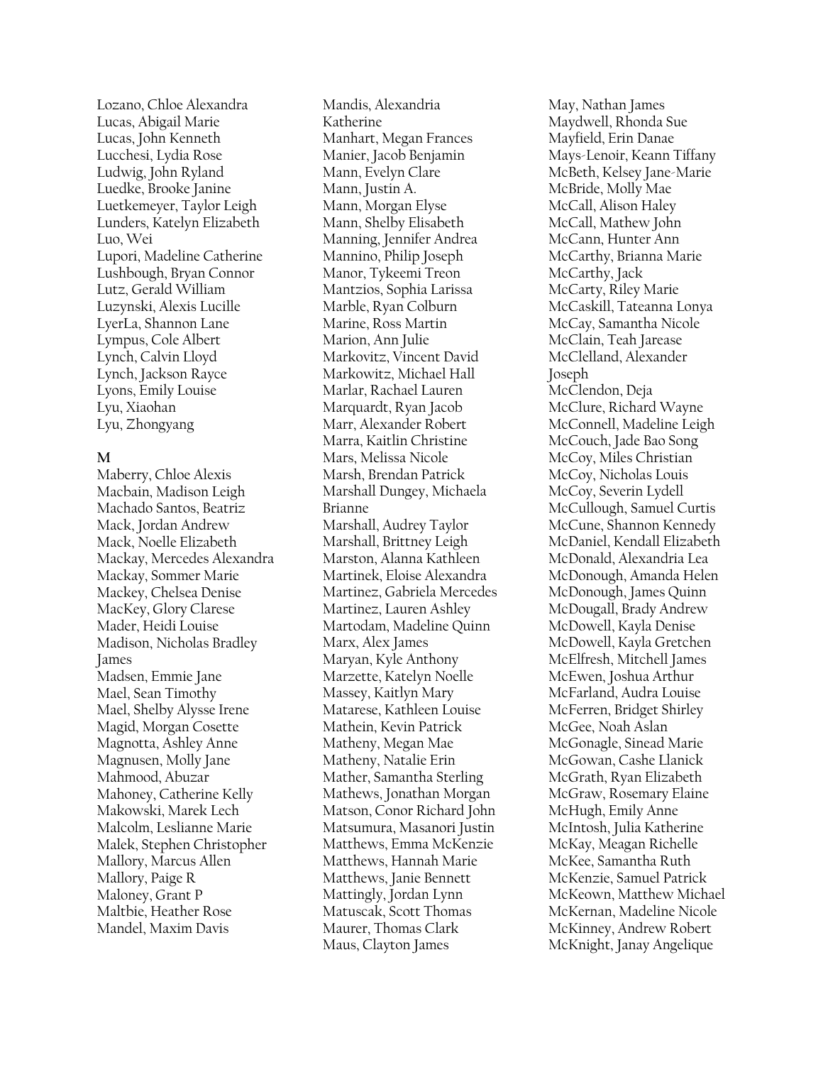Lozano, Chloe Alexandra
Lucas, Abigail Marie
Lucas, John Kenneth
Lucchesi, Lydia Rose
Ludwig, John Ryland
Luedke, Brooke Janine
Luetkemeyer, Taylor Leigh
Lunders, Katelyn Elizabeth
Luo, Wei
Lupori, Madeline Catherine
Lushbough, Bryan Connor
Lutz, Gerald William
Luzynski, Alexis Lucille
LyerLa, Shannon Lane
Lympus, Cole Albert
Lynch, Calvin Lloyd
Lynch, Jackson Rayce
Lyons, Emily Louise
Lyu, Xiaohan
Lyu, Zhongyang

**M**

Maberry, Chloe Alexis
Macbain, Madison Leigh
Machado Santos, Beatriz
Mack, Jordan Andrew
Mack, Noelle Elizabeth
Mackay, Mercedes Alexandra
Mackay, Sommer Marie
Mackey, Chelsea Denise
MacKey, Glory Clarese
Mader, Heidi Louise
Madison, Nicholas Bradley James
Madsen, Emmie Jane
Mael, Sean Timothy
Mael, Shelby Alysse Irene
Magid, Morgan Cosette
Magnotta, Ashley Anne
Magnusen, Molly Jane
Mahmood, Abuzar
Mahoney, Catherine Kelly
Makowski, Marek Lech
Malcolm, Leslianne Marie
Malek, Stephen Christopher
Mallory, Marcus Allen
Mallory, Paige R
Maloney, Grant P
Maltbie, Heather Rose
Mandel, Maxim Davis
Mandis, Alexandria Katherine
Manhart, Megan Frances
Manier, Jacob Benjamin
Mann, Evelyn Clare
Mann, Justin A.
Mann, Morgan Elyse
Mann, Shelby Elisabeth
Manning, Jennifer Andrea
Mannino, Philip Joseph
Manor, Tykeemi Treon
Mantzios, Sophia Larissa
Marble, Ryan Colburn
Marine, Ross Martin
Marion, Ann Julie
Markovitz, Vincent David
Markowitz, Michael Hall
Marlar, Rachael Lauren
Marquardt, Ryan Jacob
Marr, Alexander Robert
Marra, Kaitlin Christine
Mars, Melissa Nicole
Marsh, Brendan Patrick
Marshall Dungey, Michaela Brianne
Marshall, Audrey Taylor
Marshall, Brittney Leigh
Marston, Alanna Kathleen
Martinek, Eloise Alexandra
Martinez, Gabriela Mercedes
Martinez, Lauren Ashley
Martodam, Madeline Quinn
Marx, Alex James
Maryan, Kyle Anthony
Marzette, Katelyn Noelle
Massey, Kaitlyn Mary
Matarese, Kathleen Louise
Mathein, Kevin Patrick
Matheny, Megan Mae
Matheny, Natalie Erin
Mather, Samantha Sterling
Mathews, Jonathan Morgan
Matson, Conor Richard John
Matsumura, Masanori Justin
Matthews, Emma McKenzie
Matthews, Hannah Marie
Matthews, Janie Bennett
Mattingly, Jordan Lynn
Matuscak, Scott Thomas
Maurer, Thomas Clark
Maus, Clayton James
May, Nathan James
Maydwell, Rhonda Sue
Mayfield, Erin Danae
Mays-Lenoir, Keann Tiffany
McBeth, Kelsey Jane-Marie
McBride, Molly Mae
McCall, Alison Haley
McCall, Mathew John
McCann, Hunter Ann
McCarthy, Brianna Marie
McCarthy, Jack
McCarty, Riley Marie
McCaskill, Tateanna Lonya
McCay, Samantha Nicole
McClain, Teah Jarease
McClelland, Alexander Joseph
McClendon, Deja
McClure, Richard Wayne
McConnell, Madeline Leigh
McCouch, Jade Bao Song
McCoy, Miles Christian
McCoy, Nicholas Louis
McCoy, Severin Lydell
McCullough, Samuel Curtis
McCune, Shannon Kennedy
McDaniel, Kendall Elizabeth
McDonald, Alexandria Lea
McDonough, Amanda Helen
McDonough, James Quinn
McDougall, Brady Andrew
McDowell, Kayla Denise
McDowell, Kayla Gretchen
McElfresh, Mitchell James
McEwen, Joshua Arthur
McFarland, Audra Louise
McFerren, Bridget Shirley
McGee, Noah Aslan
McGonagle, Sinead Marie
McGowan, Cashe Llanick
McGrath, Ryan Elizabeth
McGraw, Rosemary Elaine
McHugh, Emily Anne
McIntosh, Julia Katherine
McKay, Meagan Richelle
McKee, Samantha Ruth
McKenzie, Samuel Patrick
McKeown, Matthew Michael
McKernan, Madeline Nicole
McKinney, Andrew Robert
McKnight, Janay Angelique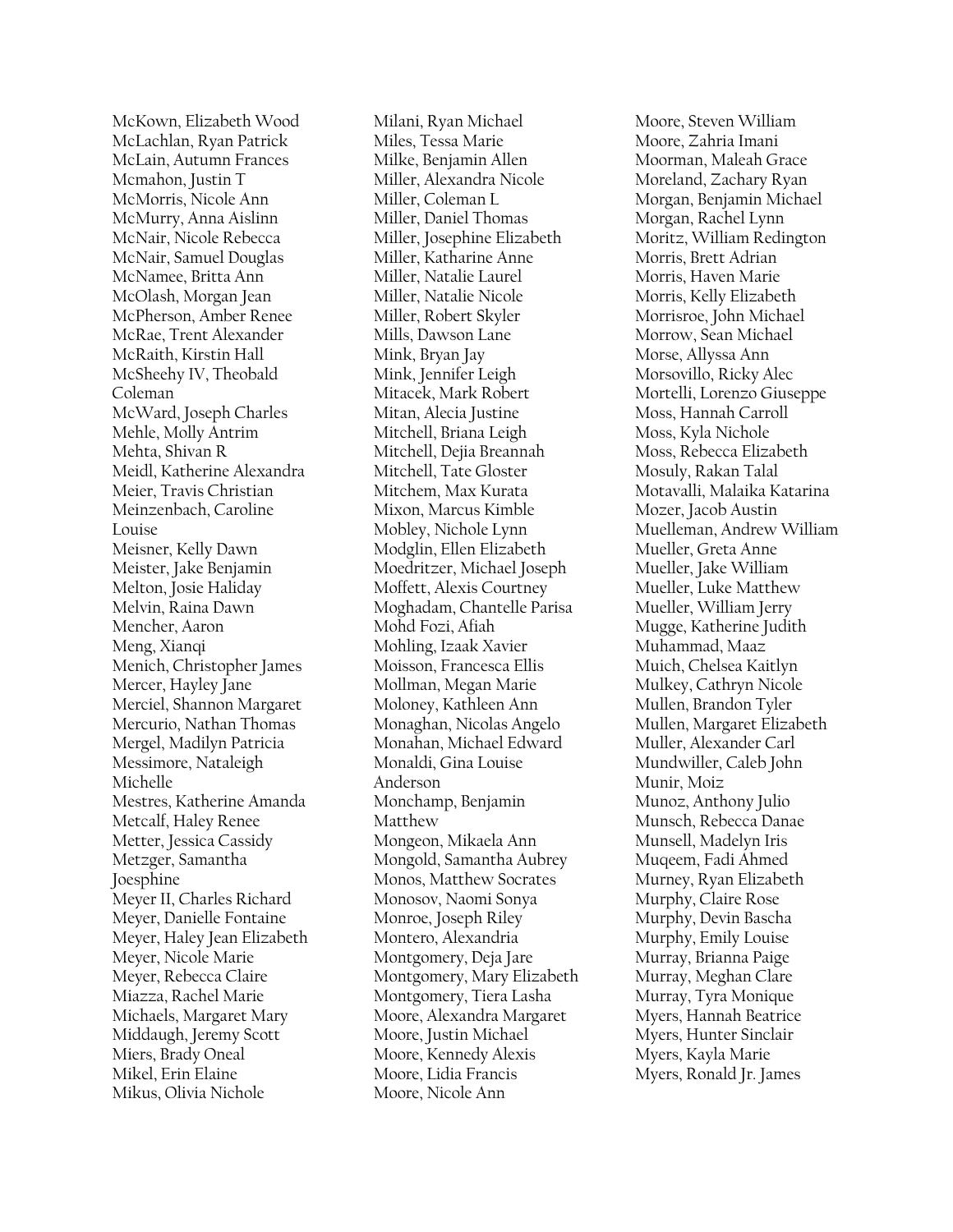McKown, Elizabeth Wood
McLachlan, Ryan Patrick
McLain, Autumn Frances
Mcmahon, Justin T
McMorris, Nicole Ann
McMurry, Anna Aislinn
McNair, Nicole Rebecca
McNair, Samuel Douglas
McNamee, Britta Ann
McOlash, Morgan Jean
McPherson, Amber Renee
McRae, Trent Alexander
McRaith, Kirstin Hall
McSheehy IV, Theobald Coleman
McWard, Joseph Charles
Mehle, Molly Antrim
Mehta, Shivan R
Meidl, Katherine Alexandra
Meier, Travis Christian
Meinzenbach, Caroline Louise
Meisner, Kelly Dawn
Meister, Jake Benjamin
Melton, Josie Haliday
Melvin, Raina Dawn
Mencher, Aaron
Meng, Xianqi
Menich, Christopher James
Mercer, Hayley Jane
Merciel, Shannon Margaret
Mercurio, Nathan Thomas
Mergel, Madilyn Patricia
Messimore, Nataleigh Michelle
Mestres, Katherine Amanda
Metcalf, Haley Renee
Metter, Jessica Cassidy
Metzger, Samantha Joesphine
Meyer II, Charles Richard
Meyer, Danielle Fontaine
Meyer, Haley Jean Elizabeth
Meyer, Nicole Marie
Meyer, Rebecca Claire
Miazza, Rachel Marie
Michaels, Margaret Mary
Middaugh, Jeremy Scott
Miers, Brady Oneal
Mikel, Erin Elaine
Mikus, Olivia Nichole
Milani, Ryan Michael
Miles, Tessa Marie
Milke, Benjamin Allen
Miller, Alexandra Nicole
Miller, Coleman L
Miller, Daniel Thomas
Miller, Josephine Elizabeth
Miller, Katharine Anne
Miller, Natalie Laurel
Miller, Natalie Nicole
Miller, Robert Skyler
Mills, Dawson Lane
Mink, Bryan Jay
Mink, Jennifer Leigh
Mitacek, Mark Robert
Mitan, Alecia Justine
Mitchell, Briana Leigh
Mitchell, Dejia Breannah
Mitchell, Tate Gloster
Mitchem, Max Kurata
Mixon, Marcus Kimble
Mobley, Nichole Lynn
Modglin, Ellen Elizabeth
Moedritzer, Michael Joseph
Moffett, Alexis Courtney
Moghadam, Chantelle Parisa
Mohd Fozi, Afiah
Mohling, Izaak Xavier
Moisson, Francesca Ellis
Mollman, Megan Marie
Moloney, Kathleen Ann
Monaghan, Nicolas Angelo
Monahan, Michael Edward
Monaldi, Gina Louise Anderson
Monchamp, Benjamin Matthew
Mongeon, Mikaela Ann
Mongold, Samantha Aubrey
Monos, Matthew Socrates
Monosov, Naomi Sonya
Monroe, Joseph Riley
Montero, Alexandria
Montgomery, Deja Jare
Montgomery, Mary Elizabeth
Montgomery, Tiera Lasha
Moore, Alexandra Margaret
Moore, Justin Michael
Moore, Kennedy Alexis
Moore, Lidia Francis
Moore, Nicole Ann
Moore, Steven William
Moore, Zahria Imani
Moorman, Maleah Grace
Moreland, Zachary Ryan
Morgan, Benjamin Michael
Morgan, Rachel Lynn
Moritz, William Redington
Morris, Brett Adrian
Morris, Haven Marie
Morris, Kelly Elizabeth
Morrisroe, John Michael
Morrow, Sean Michael
Morse, Allyssa Ann
Morsovillo, Ricky Alec
Mortelli, Lorenzo Giuseppe
Moss, Hannah Carroll
Moss, Kyla Nichole
Moss, Rebecca Elizabeth
Mosuly, Rakan Talal
Motavalli, Malaika Katarina
Mozer, Jacob Austin
Muelleman, Andrew William
Mueller, Greta Anne
Mueller, Jake William
Mueller, Luke Matthew
Mueller, William Jerry
Mugge, Katherine Judith
Muhammad, Maaz
Muich, Chelsea Kaitlyn
Mulkey, Cathryn Nicole
Mullen, Brandon Tyler
Mullen, Margaret Elizabeth
Muller, Alexander Carl
Mundwiller, Caleb John
Munir, Moiz
Munoz, Anthony Julio
Munsch, Rebecca Danae
Munsell, Madelyn Iris
Muqeem, Fadi Ahmed
Murney, Ryan Elizabeth
Murphy, Claire Rose
Murphy, Devin Bascha
Murphy, Emily Louise
Murray, Brianna Paige
Murray, Meghan Clare
Murray, Tyra Monique
Myers, Hannah Beatrice
Myers, Hunter Sinclair
Myers, Kayla Marie
Myers, Ronald Jr. James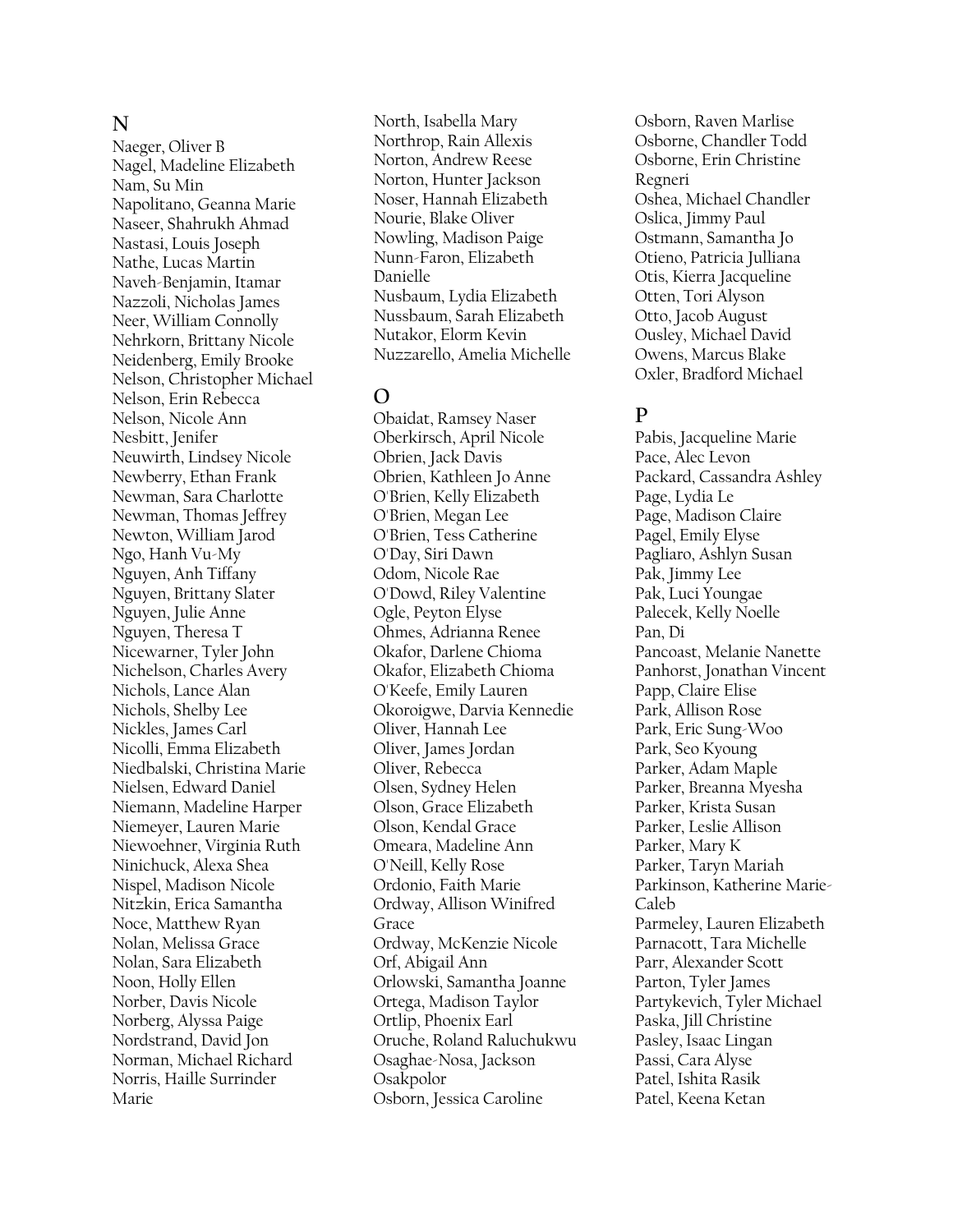## N

Naeger, Oliver B
Nagel, Madeline Elizabeth
Nam, Su Min
Napolitano, Geanna Marie
Naseer, Shahrukh Ahmad
Nastasi, Louis Joseph
Nathe, Lucas Martin
Naveh-Benjamin, Itamar
Nazzoli, Nicholas James
Neer, William Connolly
Nehrkorn, Brittany Nicole
Neidenberg, Emily Brooke
Nelson, Christopher Michael
Nelson, Erin Rebecca
Nelson, Nicole Ann
Nesbitt, Jenifer
Neuwirth, Lindsey Nicole
Newberry, Ethan Frank
Newman, Sara Charlotte
Newman, Thomas Jeffrey
Newton, William Jarod
Ngo, Hanh Vu-My
Nguyen, Anh Tiffany
Nguyen, Brittany Slater
Nguyen, Julie Anne
Nguyen, Theresa T
Nicewarner, Tyler John
Nichelson, Charles Avery
Nichols, Lance Alan
Nichols, Shelby Lee
Nickles, James Carl
Nicolli, Emma Elizabeth
Niedbalski, Christina Marie
Nielsen, Edward Daniel
Niemann, Madeline Harper
Niemeyer, Lauren Marie
Niewoehner, Virginia Ruth
Ninichuck, Alexa Shea
Nispel, Madison Nicole
Nitzkin, Erica Samantha
Noce, Matthew Ryan
Nolan, Melissa Grace
Nolan, Sara Elizabeth
Noon, Holly Ellen
Norber, Davis Nicole
Norberg, Alyssa Paige
Nordstrand, David Jon
Norman, Michael Richard
Norris, Haille Surrinder Marie
North, Isabella Mary
Northrop, Rain Allexis
Norton, Andrew Reese
Norton, Hunter Jackson
Noser, Hannah Elizabeth
Nourie, Blake Oliver
Nowling, Madison Paige
Nunn-Faron, Elizabeth Danielle
Nusbaum, Lydia Elizabeth
Nussbaum, Sarah Elizabeth
Nutakor, Elorm Kevin
Nuzzarello, Amelia Michelle

## O

Obaidat, Ramsey Naser
Oberkirsch, April Nicole
Obrien, Jack Davis
Obrien, Kathleen Jo Anne
O'Brien, Kelly Elizabeth
O'Brien, Megan Lee
O'Brien, Tess Catherine
O'Day, Siri Dawn
Odom, Nicole Rae
O'Dowd, Riley Valentine
Ogle, Peyton Elyse
Ohmes, Adrianna Renee
Okafor, Darlene Chioma
Okafor, Elizabeth Chioma
O'Keefe, Emily Lauren
Okoroigwe, Darvia Kennedie
Oliver, Hannah Lee
Oliver, James Jordan
Oliver, Rebecca
Olsen, Sydney Helen
Olson, Grace Elizabeth
Olson, Kendal Grace
Omeara, Madeline Ann
O'Neill, Kelly Rose
Ordonio, Faith Marie
Ordway, Allison Winifred Grace
Ordway, McKenzie Nicole
Orf, Abigail Ann
Orlowski, Samantha Joanne
Ortega, Madison Taylor
Ortlip, Phoenix Earl
Oruche, Roland Raluchukwu
Osaghae-Nosa, Jackson Osakpolor
Osborn, Jessica Caroline
Osborn, Raven Marlise
Osborne, Chandler Todd
Osborne, Erin Christine Regneri
Oshea, Michael Chandler
Oslica, Jimmy Paul
Ostmann, Samantha Jo
Otieno, Patricia Julliana
Otis, Kierra Jacqueline
Otten, Tori Alyson
Otto, Jacob August
Ousley, Michael David
Owens, Marcus Blake
Oxler, Bradford Michael

## P

Pabis, Jacqueline Marie
Pace, Alec Levon
Packard, Cassandra Ashley
Page, Lydia Le
Page, Madison Claire
Pagel, Emily Elyse
Pagliaro, Ashlyn Susan
Pak, Jimmy Lee
Pak, Luci Youngae
Palecek, Kelly Noelle
Pan, Di
Pancoast, Melanie Nanette
Panhorst, Jonathan Vincent
Papp, Claire Elise
Park, Allison Rose
Park, Eric Sung-Woo
Park, Seo Kyoung
Parker, Adam Maple
Parker, Breanna Myesha
Parker, Krista Susan
Parker, Leslie Allison
Parker, Mary K
Parker, Taryn Mariah
Parkinson, Katherine Marie-Caleb
Parmeley, Lauren Elizabeth
Parnacott, Tara Michelle
Parr, Alexander Scott
Parton, Tyler James
Partykevich, Tyler Michael
Paska, Jill Christine
Pasley, Isaac Lingan
Passi, Cara Alyse
Patel, Ishita Rasik
Patel, Keena Ketan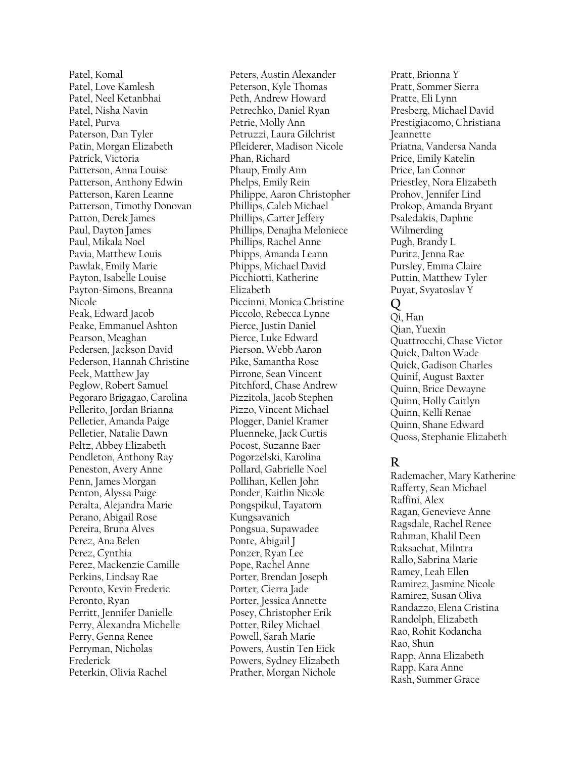Patel, Komal
Patel, Love Kamlesh
Patel, Neel Ketanbhai
Patel, Nisha Navin
Patel, Purva
Paterson, Dan Tyler
Patin, Morgan Elizabeth
Patrick, Victoria
Patterson, Anna Louise
Patterson, Anthony Edwin
Patterson, Karen Leanne
Patterson, Timothy Donovan
Patton, Derek James
Paul, Dayton James
Paul, Mikala Noel
Pavia, Matthew Louis
Pawlak, Emily Marie
Payton, Isabelle Louise
Payton-Simons, Breanna Nicole
Peak, Edward Jacob
Peake, Emmanuel Ashton
Pearson, Meaghan
Pedersen, Jackson David
Pederson, Hannah Christine
Peek, Matthew Jay
Peglow, Robert Samuel
Pegoraro Brigagao, Carolina
Pellerito, Jordan Brianna
Pelletier, Amanda Paige
Pelletier, Natalie Dawn
Peltz, Abbey Elizabeth
Pendleton, Anthony Ray
Peneston, Avery Anne
Penn, James Morgan
Penton, Alyssa Paige
Peralta, Alejandra Marie
Perano, Abigail Rose
Pereira, Bruna Alves
Perez, Ana Belen
Perez, Cynthia
Perez, Mackenzie Camille
Perkins, Lindsay Rae
Peronto, Kevin Frederic
Peronto, Ryan
Perritt, Jennifer Danielle
Perry, Alexandra Michelle
Perry, Genna Renee
Perryman, Nicholas Frederick
Peterkin, Olivia Rachel
Peters, Austin Alexander
Peterson, Kyle Thomas
Peth, Andrew Howard
Petrechko, Daniel Ryan
Petrie, Molly Ann
Petruzzi, Laura Gilchrist
Pfleiderer, Madison Nicole
Phan, Richard
Phaup, Emily Ann
Phelps, Emily Rein
Philippe, Aaron Christopher
Phillips, Caleb Michael
Phillips, Carter Jeffery
Phillips, Denajha Meloniece
Phillips, Rachel Anne
Phipps, Amanda Leann
Phipps, Michael David
Picchiotti, Katherine Elizabeth
Piccinni, Monica Christine
Piccolo, Rebecca Lynne
Pierce, Justin Daniel
Pierce, Luke Edward
Pierson, Webb Aaron
Pike, Samantha Rose
Pirrone, Sean Vincent
Pitchford, Chase Andrew
Pizzitola, Jacob Stephen
Pizzo, Vincent Michael
Plogger, Daniel Kramer
Pluenneke, Jack Curtis
Pocost, Suzanne Baer
Pogorzelski, Karolina
Pollard, Gabrielle Noel
Pollihan, Kellen John
Ponder, Kaitlin Nicole
Pongspikul, Tayatorn Kungsavanich
Pongsua, Supawadee
Ponte, Abigail J
Ponzer, Ryan Lee
Pope, Rachel Anne
Porter, Brendan Joseph
Porter, Cierra Jade
Porter, Jessica Annette
Posey, Christopher Erik
Potter, Riley Michael
Powell, Sarah Marie
Powers, Austin Ten Eick
Powers, Sydney Elizabeth
Prather, Morgan Nichole
Pratt, Brionna Y
Pratt, Sommer Sierra
Pratte, Eli Lynn
Presberg, Michael David
Prestigiacomo, Christiana Jeannette
Priatna, Vandersa Nanda
Price, Emily Katelin
Price, Ian Connor
Priestley, Nora Elizabeth
Prohov, Jennifer Lind
Prokop, Amanda Bryant
Psaledakis, Daphne Wilmerding
Pugh, Brandy L
Puritz, Jenna Rae
Pursley, Emma Claire
Puttin, Matthew Tyler
Puyat, Svyatoslav Y

## Q

Qi, Han
Qian, Yuexin
Quattrocchi, Chase Victor
Quick, Dalton Wade
Quick, Gadison Charles
Quinif, August Baxter
Quinn, Brice Dewayne
Quinn, Holly Caitlyn
Quinn, Kelli Renae
Quinn, Shane Edward
Quoss, Stephanie Elizabeth

## R

Rademacher, Mary Katherine
Rafferty, Sean Michael
Raffini, Alex
Ragan, Genevieve Anne
Ragsdale, Rachel Renee
Rahman, Khalil Deen
Raksachat, Milntra
Rallo, Sabrina Marie
Ramey, Leah Ellen
Ramirez, Jasmine Nicole
Ramirez, Susan Oliva
Randazzo, Elena Cristina
Randolph, Elizabeth
Rao, Rohit Kodancha
Rao, Shun
Rapp, Anna Elizabeth
Rapp, Kara Anne
Rash, Summer Grace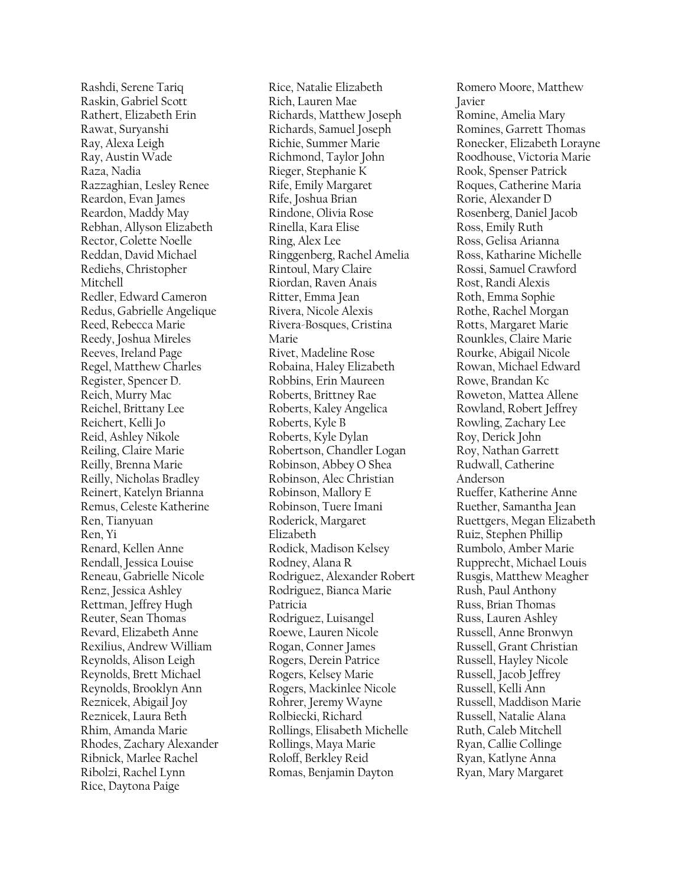Rashdi, Serene Tariq
Raskin, Gabriel Scott
Rathert, Elizabeth Erin
Rawat, Suryanshi
Ray, Alexa Leigh
Ray, Austin Wade
Raza, Nadia
Razzaghian, Lesley Renee
Reardon, Evan James
Reardon, Maddy May
Rebhan, Allyson Elizabeth
Rector, Colette Noelle
Reddan, David Michael
Rediehs, Christopher Mitchell
Redler, Edward Cameron
Redus, Gabrielle Angelique
Reed, Rebecca Marie
Reedy, Joshua Mireles
Reeves, Ireland Page
Regel, Matthew Charles
Register, Spencer D.
Reich, Murry Mac
Reichel, Brittany Lee
Reichert, Kelli Jo
Reid, Ashley Nikole
Reiling, Claire Marie
Reilly, Brenna Marie
Reilly, Nicholas Bradley
Reinert, Katelyn Brianna
Remus, Celeste Katherine
Ren, Tianyuan
Ren, Yi
Renard, Kellen Anne
Rendall, Jessica Louise
Reneau, Gabrielle Nicole
Renz, Jessica Ashley
Rettman, Jeffrey Hugh
Reuter, Sean Thomas
Revard, Elizabeth Anne
Rexilius, Andrew William
Reynolds, Alison Leigh
Reynolds, Brett Michael
Reynolds, Brooklyn Ann
Reznicek, Abigail Joy
Reznicek, Laura Beth
Rhim, Amanda Marie
Rhodes, Zachary Alexander
Ribnick, Marlee Rachel
Ribolzi, Rachel Lynn
Rice, Daytona Paige
Rice, Natalie Elizabeth
Rich, Lauren Mae
Richards, Matthew Joseph
Richards, Samuel Joseph
Richie, Summer Marie
Richmond, Taylor John
Rieger, Stephanie K
Rife, Emily Margaret
Rife, Joshua Brian
Rindone, Olivia Rose
Rinella, Kara Elise
Ring, Alex Lee
Ringgenberg, Rachel Amelia
Rintoul, Mary Claire
Riordan, Raven Anais
Ritter, Emma Jean
Rivera, Nicole Alexis
Rivera-Bosques, Cristina Marie
Rivet, Madeline Rose
Robaina, Haley Elizabeth
Robbins, Erin Maureen
Roberts, Brittney Rae
Roberts, Kaley Angelica
Roberts, Kyle B
Roberts, Kyle Dylan
Robertson, Chandler Logan
Robinson, Abbey O Shea
Robinson, Alec Christian
Robinson, Mallory E
Robinson, Tuere Imani
Roderick, Margaret Elizabeth
Rodick, Madison Kelsey
Rodney, Alana R
Rodriguez, Alexander Robert
Rodriguez, Bianca Marie Patricia
Rodriguez, Luisangel
Roewe, Lauren Nicole
Rogan, Conner James
Rogers, Derein Patrice
Rogers, Kelsey Marie
Rogers, Mackinlee Nicole
Rohrer, Jeremy Wayne
Rolbiecki, Richard
Rollings, Elisabeth Michelle
Rollings, Maya Marie
Roloff, Berkley Reid
Romas, Benjamin Dayton
Romero Moore, Matthew Javier
Romine, Amelia Mary
Romines, Garrett Thomas
Ronecker, Elizabeth Lorayne
Roodhouse, Victoria Marie
Rook, Spenser Patrick
Roques, Catherine Maria
Rorie, Alexander D
Rosenberg, Daniel Jacob
Ross, Emily Ruth
Ross, Gelisa Arianna
Ross, Katharine Michelle
Rossi, Samuel Crawford
Rost, Randi Alexis
Roth, Emma Sophie
Rothe, Rachel Morgan
Rotts, Margaret Marie
Rounkles, Claire Marie
Rourke, Abigail Nicole
Rowan, Michael Edward
Rowe, Brandan Kc
Roweton, Mattea Allene
Rowland, Robert Jeffrey
Rowling, Zachary Lee
Roy, Derick John
Roy, Nathan Garrett
Rudwall, Catherine Anderson
Rueffer, Katherine Anne
Ruether, Samantha Jean
Ruettgers, Megan Elizabeth
Ruiz, Stephen Phillip
Rumbolo, Amber Marie
Rupprecht, Michael Louis
Rusgis, Matthew Meagher
Rush, Paul Anthony
Russ, Brian Thomas
Russ, Lauren Ashley
Russell, Anne Bronwyn
Russell, Grant Christian
Russell, Hayley Nicole
Russell, Jacob Jeffrey
Russell, Kelli Ann
Russell, Maddison Marie
Russell, Natalie Alana
Ruth, Caleb Mitchell
Ryan, Callie Collinge
Ryan, Katlyne Anna
Ryan, Mary Margaret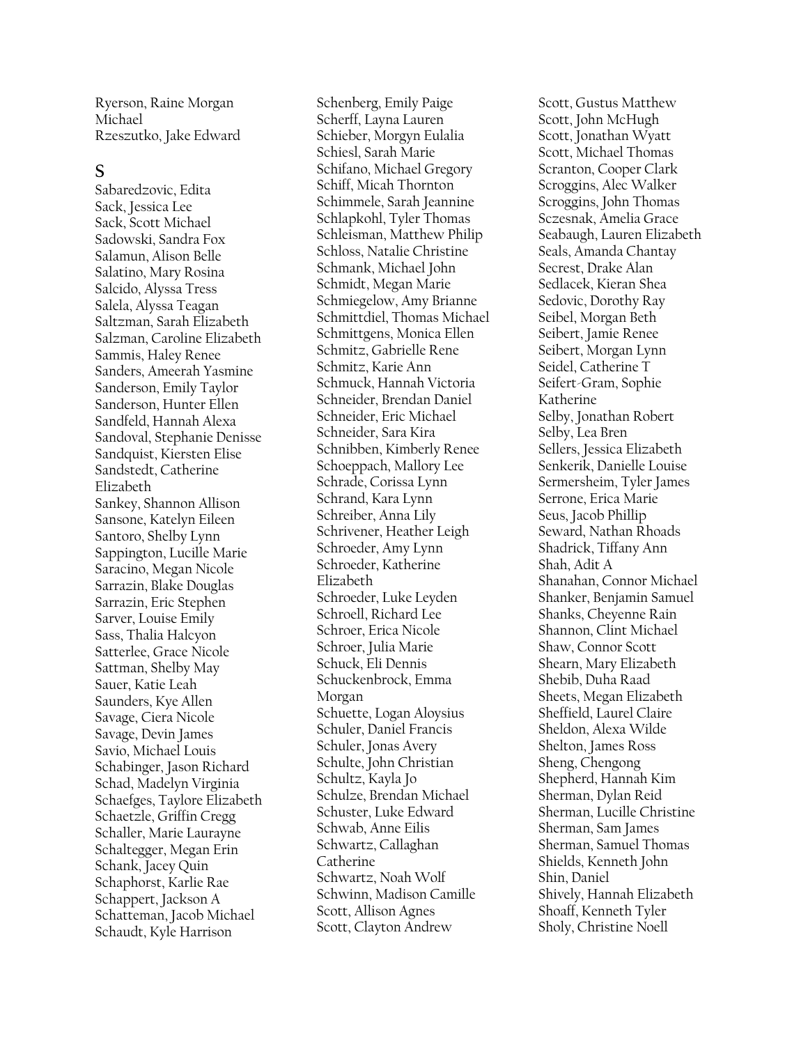Ryerson, Raine Morgan Michael
Rzeszutko, Jake Edward

## S

Sabaredzovic, Edita
Sack, Jessica Lee
Sack, Scott Michael
Sadowski, Sandra Fox
Salamun, Alison Belle
Salatino, Mary Rosina
Salcido, Alyssa Tress
Salela, Alyssa Teagan
Saltzman, Sarah Elizabeth
Salzman, Caroline Elizabeth
Sammis, Haley Renee
Sanders, Ameerah Yasmine
Sanderson, Emily Taylor
Sanderson, Hunter Ellen
Sandfeld, Hannah Alexa
Sandoval, Stephanie Denisse
Sandquist, Kiersten Elise
Sandstedt, Catherine Elizabeth
Sankey, Shannon Allison
Sansone, Katelyn Eileen
Santoro, Shelby Lynn
Sappington, Lucille Marie
Saracino, Megan Nicole
Sarrazin, Blake Douglas
Sarrazin, Eric Stephen
Sarver, Louise Emily
Sass, Thalia Halcyon
Satterlee, Grace Nicole
Sattman, Shelby May
Sauer, Katie Leah
Saunders, Kye Allen
Savage, Ciera Nicole
Savage, Devin James
Savio, Michael Louis
Schabinger, Jason Richard
Schad, Madelyn Virginia
Schaefges, Taylore Elizabeth
Schaetzle, Griffin Cregg
Schaller, Marie Laurayne
Schaltegger, Megan Erin
Schank, Jacey Quin
Schaphorst, Karlie Rae
Schappert, Jackson A
Schatteman, Jacob Michael
Schaudt, Kyle Harrison
Schenberg, Emily Paige
Scherff, Layna Lauren
Schieber, Morgyn Eulalia
Schiesl, Sarah Marie
Schifano, Michael Gregory
Schiff, Micah Thornton
Schimmele, Sarah Jeannine
Schlapkohl, Tyler Thomas
Schleisman, Matthew Philip
Schloss, Natalie Christine
Schmank, Michael John
Schmidt, Megan Marie
Schmiegelow, Amy Brianne
Schmittdiel, Thomas Michael
Schmittgens, Monica Ellen
Schmitz, Gabrielle Rene
Schmitz, Karie Ann
Schmuck, Hannah Victoria
Schneider, Brendan Daniel
Schneider, Eric Michael
Schneider, Sara Kira
Schnibben, Kimberly Renee
Schoeppach, Mallory Lee
Schrade, Corissa Lynn
Schrand, Kara Lynn
Schreiber, Anna Lily
Schrivener, Heather Leigh
Schroeder, Amy Lynn
Schroeder, Katherine Elizabeth
Schroeder, Luke Leyden
Schroell, Richard Lee
Schroer, Erica Nicole
Schroer, Julia Marie
Schuck, Eli Dennis
Schuckenbrock, Emma Morgan
Schuette, Logan Aloysius
Schuler, Daniel Francis
Schuler, Jonas Avery
Schulte, John Christian
Schultz, Kayla Jo
Schulze, Brendan Michael
Schuster, Luke Edward
Schwab, Anne Eilis
Schwartz, Callaghan Catherine
Schwartz, Noah Wolf
Schwinn, Madison Camille
Scott, Allison Agnes
Scott, Clayton Andrew
Scott, Gustus Matthew
Scott, John McHugh
Scott, Jonathan Wyatt
Scott, Michael Thomas
Scranton, Cooper Clark
Scroggins, Alec Walker
Scroggins, John Thomas
Sczesnak, Amelia Grace
Seabaugh, Lauren Elizabeth
Seals, Amanda Chantay
Secrest, Drake Alan
Sedlacek, Kieran Shea
Sedovic, Dorothy Ray
Seibel, Morgan Beth
Seibert, Jamie Renee
Seibert, Morgan Lynn
Seidel, Catherine T
Seifert-Gram, Sophie Katherine
Selby, Jonathan Robert
Selby, Lea Bren
Sellers, Jessica Elizabeth
Senkerik, Danielle Louise
Sermersheim, Tyler James
Serrone, Erica Marie
Seus, Jacob Phillip
Seward, Nathan Rhoads
Shadrick, Tiffany Ann
Shah, Adit A
Shanahan, Connor Michael
Shanker, Benjamin Samuel
Shanks, Cheyenne Rain
Shannon, Clint Michael
Shaw, Connor Scott
Shearn, Mary Elizabeth
Shebib, Duha Raad
Sheets, Megan Elizabeth
Sheffield, Laurel Claire
Sheldon, Alexa Wilde
Shelton, James Ross
Sheng, Chengong
Shepherd, Hannah Kim
Sherman, Dylan Reid
Sherman, Lucille Christine
Sherman, Sam James
Sherman, Samuel Thomas
Shields, Kenneth John
Shin, Daniel
Shively, Hannah Elizabeth
Shoaff, Kenneth Tyler
Sholy, Christine Noell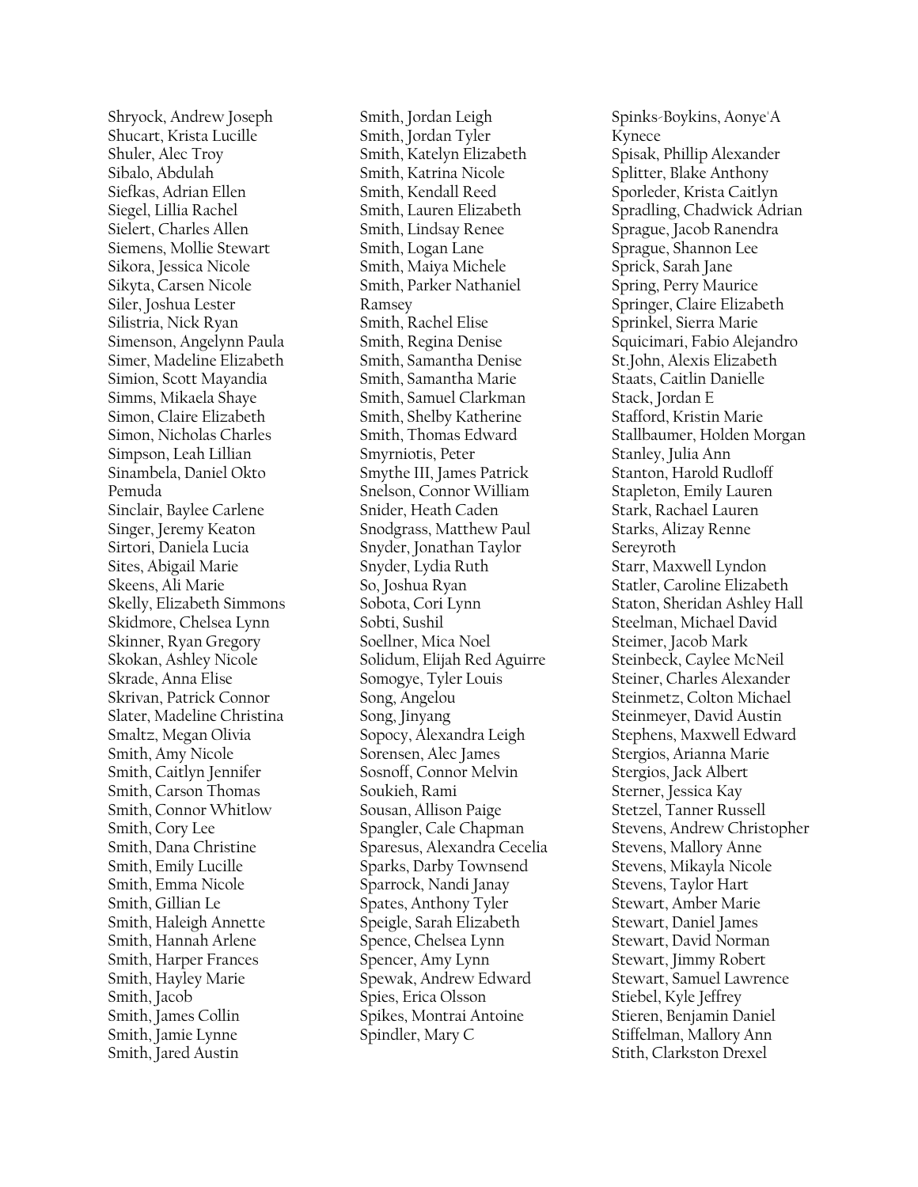Shryock, Andrew Joseph
Shucart, Krista Lucille
Shuler, Alec Troy
Sibalo, Abdulah
Siefkas, Adrian Ellen
Siegel, Lillia Rachel
Sielert, Charles Allen
Siemens, Mollie Stewart
Sikora, Jessica Nicole
Sikyta, Carsen Nicole
Siler, Joshua Lester
Silistria, Nick Ryan
Simenson, Angelynn Paula
Simer, Madeline Elizabeth
Simion, Scott Mayandia
Simms, Mikaela Shaye
Simon, Claire Elizabeth
Simon, Nicholas Charles
Simpson, Leah Lillian
Sinambela, Daniel Okto Pemuda
Sinclair, Baylee Carlene
Singer, Jeremy Keaton
Sirtori, Daniela Lucia
Sites, Abigail Marie
Skeens, Ali Marie
Skelly, Elizabeth Simmons
Skidmore, Chelsea Lynn
Skinner, Ryan Gregory
Skokan, Ashley Nicole
Skrade, Anna Elise
Skrivan, Patrick Connor
Slater, Madeline Christina
Smaltz, Megan Olivia
Smith, Amy Nicole
Smith, Caitlyn Jennifer
Smith, Carson Thomas
Smith, Connor Whitlow
Smith, Cory Lee
Smith, Dana Christine
Smith, Emily Lucille
Smith, Emma Nicole
Smith, Gillian Le
Smith, Haleigh Annette
Smith, Hannah Arlene
Smith, Harper Frances
Smith, Hayley Marie
Smith, Jacob
Smith, James Collin
Smith, Jamie Lynne
Smith, Jared Austin
Smith, Jordan Leigh
Smith, Jordan Tyler
Smith, Katelyn Elizabeth
Smith, Katrina Nicole
Smith, Kendall Reed
Smith, Lauren Elizabeth
Smith, Lindsay Renee
Smith, Logan Lane
Smith, Maiya Michele
Smith, Parker Nathaniel Ramsey
Smith, Rachel Elise
Smith, Regina Denise
Smith, Samantha Denise
Smith, Samantha Marie
Smith, Samuel Clarkman
Smith, Shelby Katherine
Smith, Thomas Edward
Smyrniotis, Peter
Smythe III, James Patrick
Snelson, Connor William
Snider, Heath Caden
Snodgrass, Matthew Paul
Snyder, Jonathan Taylor
Snyder, Lydia Ruth
So, Joshua Ryan
Sobota, Cori Lynn
Sobti, Sushil
Soellner, Mica Noel
Solidum, Elijah Red Aguirre
Somogye, Tyler Louis
Song, Angelou
Song, Jinyang
Sopocy, Alexandra Leigh
Sorensen, Alec James
Sosnoff, Connor Melvin
Soukieh, Rami
Sousan, Allison Paige
Spangler, Cale Chapman
Sparesus, Alexandra Cecelia
Sparks, Darby Townsend
Sparrock, Nandi Janay
Spates, Anthony Tyler
Speigle, Sarah Elizabeth
Spence, Chelsea Lynn
Spencer, Amy Lynn
Spewak, Andrew Edward
Spies, Erica Olsson
Spikes, Montrai Antoine
Spindler, Mary C
Spinks-Boykins, Aonye'A Kynece
Spisak, Phillip Alexander
Splitter, Blake Anthony
Sporleder, Krista Caitlyn
Spradling, Chadwick Adrian
Sprague, Jacob Ranendra
Sprague, Shannon Lee
Sprick, Sarah Jane
Spring, Perry Maurice
Springer, Claire Elizabeth
Sprinkel, Sierra Marie
Squicimari, Fabio Alejandro
St.John, Alexis Elizabeth
Staats, Caitlin Danielle
Stack, Jordan E
Stafford, Kristin Marie
Stallbaumer, Holden Morgan
Stanley, Julia Ann
Stanton, Harold Rudloff
Stapleton, Emily Lauren
Stark, Rachael Lauren
Starks, Alizay Renne Sereyroth
Starr, Maxwell Lyndon
Statler, Caroline Elizabeth
Staton, Sheridan Ashley Hall
Steelman, Michael David
Steimer, Jacob Mark
Steinbeck, Caylee McNeil
Steiner, Charles Alexander
Steinmetz, Colton Michael
Steinmeyer, David Austin
Stephens, Maxwell Edward
Stergios, Arianna Marie
Stergios, Jack Albert
Sterner, Jessica Kay
Stetzel, Tanner Russell
Stevens, Andrew Christopher
Stevens, Mallory Anne
Stevens, Mikayla Nicole
Stevens, Taylor Hart
Stewart, Amber Marie
Stewart, Daniel James
Stewart, David Norman
Stewart, Jimmy Robert
Stewart, Samuel Lawrence
Stiebel, Kyle Jeffrey
Stieren, Benjamin Daniel
Stiffelman, Mallory Ann
Stith, Clarkston Drexel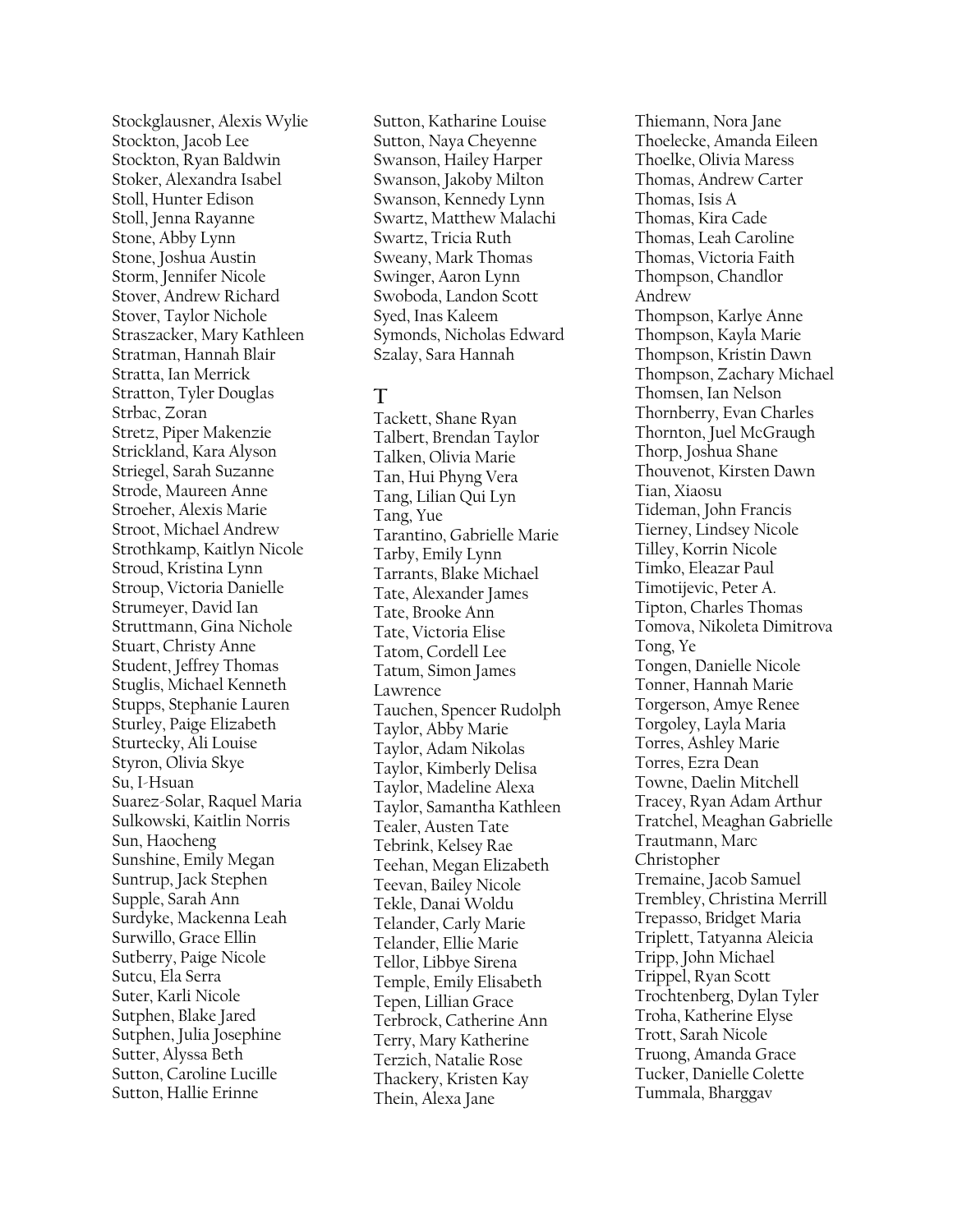Stockglausner, Alexis Wylie
Stockton, Jacob Lee
Stockton, Ryan Baldwin
Stoker, Alexandra Isabel
Stoll, Hunter Edison
Stoll, Jenna Rayanne
Stone, Abby Lynn
Stone, Joshua Austin
Storm, Jennifer Nicole
Stover, Andrew Richard
Stover, Taylor Nichole
Straszacker, Mary Kathleen
Stratman, Hannah Blair
Stratta, Ian Merrick
Stratton, Tyler Douglas
Strbac, Zoran
Stretz, Piper Makenzie
Strickland, Kara Alyson
Striegel, Sarah Suzanne
Strode, Maureen Anne
Stroeher, Alexis Marie
Stroot, Michael Andrew
Strothkamp, Kaitlyn Nicole
Stroud, Kristina Lynn
Stroup, Victoria Danielle
Strumeyer, David Ian
Struttmann, Gina Nichole
Stuart, Christy Anne
Student, Jeffrey Thomas
Stuglis, Michael Kenneth
Stupps, Stephanie Lauren
Sturley, Paige Elizabeth
Sturtecky, Ali Louise
Styron, Olivia Skye
Su, I-Hsuan
Suarez-Solar, Raquel Maria
Sulkowski, Kaitlin Norris
Sun, Haocheng
Sunshine, Emily Megan
Suntrup, Jack Stephen
Supple, Sarah Ann
Surdyke, Mackenna Leah
Surwillo, Grace Ellin
Sutberry, Paige Nicole
Sutcu, Ela Serra
Suter, Karli Nicole
Sutphen, Blake Jared
Sutphen, Julia Josephine
Sutter, Alyssa Beth
Sutton, Caroline Lucille
Sutton, Hallie Erinne
Sutton, Katharine Louise
Sutton, Naya Cheyenne
Swanson, Hailey Harper
Swanson, Jakoby Milton
Swanson, Kennedy Lynn
Swartz, Matthew Malachi
Swartz, Tricia Ruth
Sweany, Mark Thomas
Swinger, Aaron Lynn
Swoboda, Landon Scott
Syed, Inas Kaleem
Symonds, Nicholas Edward
Szalay, Sara Hannah

## T

Tackett, Shane Ryan
Talbert, Brendan Taylor
Talken, Olivia Marie
Tan, Hui Phyng Vera
Tang, Lilian Qui Lyn
Tang, Yue
Tarantino, Gabrielle Marie
Tarby, Emily Lynn
Tarrants, Blake Michael
Tate, Alexander James
Tate, Brooke Ann
Tate, Victoria Elise
Tatom, Cordell Lee
Tatum, Simon James Lawrence
Tauchen, Spencer Rudolph
Taylor, Abby Marie
Taylor, Adam Nikolas
Taylor, Kimberly Delisa
Taylor, Madeline Alexa
Taylor, Samantha Kathleen
Tealer, Austen Tate
Tebrink, Kelsey Rae
Teehan, Megan Elizabeth
Teevan, Bailey Nicole
Tekle, Danai Woldu
Telander, Carly Marie
Telander, Ellie Marie
Tellor, Libbye Sirena
Temple, Emily Elisabeth
Tepen, Lillian Grace
Terbrock, Catherine Ann
Terry, Mary Katherine
Terzich, Natalie Rose
Thackery, Kristen Kay
Thein, Alexa Jane
Thiemann, Nora Jane
Thoelecke, Amanda Eileen
Thoelke, Olivia Maress
Thomas, Andrew Carter
Thomas, Isis A
Thomas, Kira Cade
Thomas, Leah Caroline
Thomas, Victoria Faith
Thompson, Chandlor Andrew
Thompson, Karlye Anne
Thompson, Kayla Marie
Thompson, Kristin Dawn
Thompson, Zachary Michael
Thomsen, Ian Nelson
Thornberry, Evan Charles
Thornton, Juel McGraugh
Thorp, Joshua Shane
Thouvenot, Kirsten Dawn
Tian, Xiaosu
Tideman, John Francis
Tierney, Lindsey Nicole
Tilley, Korrin Nicole
Timko, Eleazar Paul
Timotijevic, Peter A.
Tipton, Charles Thomas
Tomova, Nikoleta Dimitrova
Tong, Ye
Tongen, Danielle Nicole
Tonner, Hannah Marie
Torgerson, Amye Renee
Torgoley, Layla Maria
Torres, Ashley Marie
Torres, Ezra Dean
Towne, Daelin Mitchell
Tracey, Ryan Adam Arthur
Tratchel, Meaghan Gabrielle
Trautmann, Marc Christopher
Tremaine, Jacob Samuel
Trembley, Christina Merrill
Trepasso, Bridget Maria
Triplett, Tatyanna Aleicia
Tripp, John Michael
Trippel, Ryan Scott
Trochtenberg, Dylan Tyler
Troha, Katherine Elyse
Trott, Sarah Nicole
Truong, Amanda Grace
Tucker, Danielle Colette
Tummala, Bharggav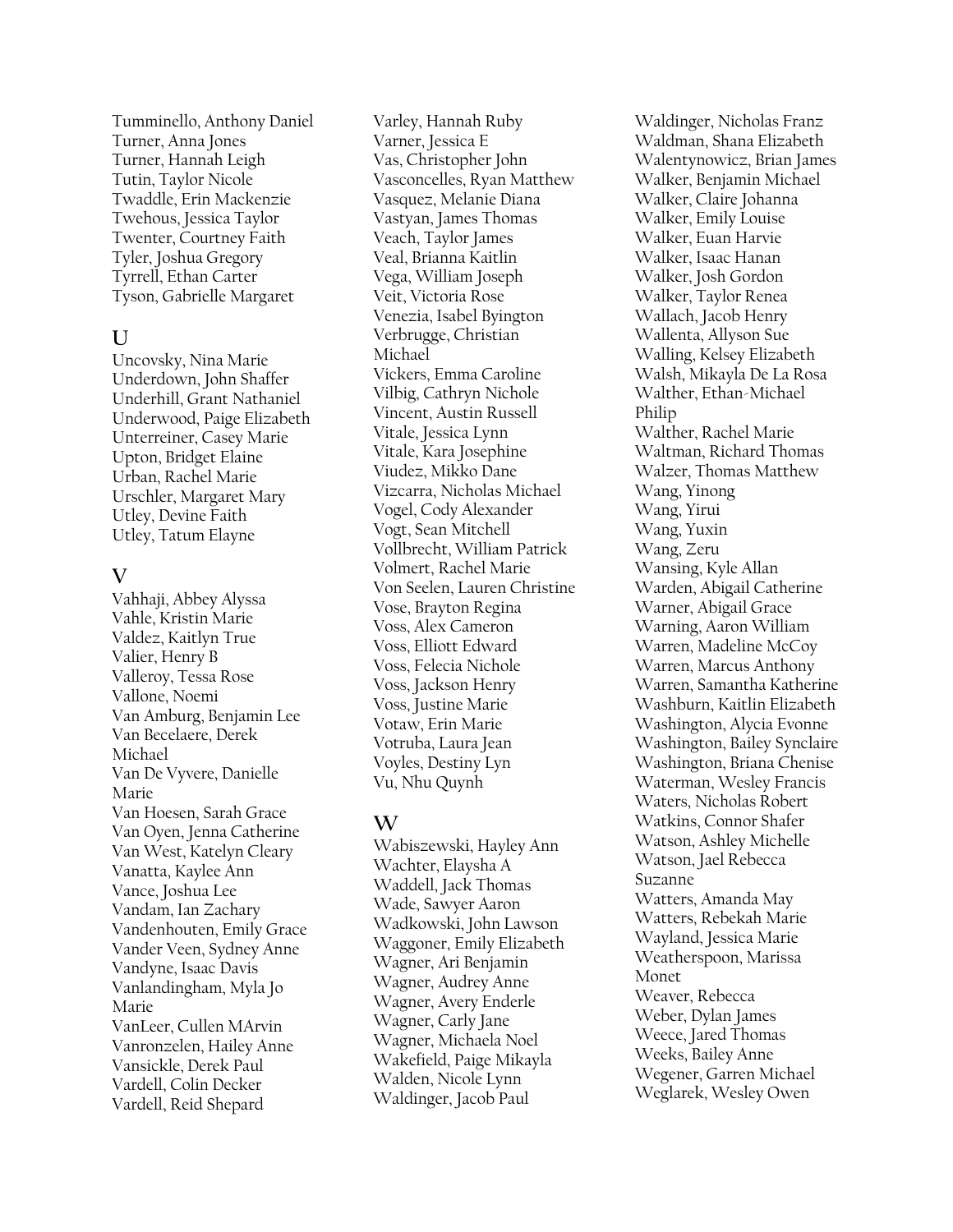Tumminello, Anthony Daniel
Turner, Anna Jones
Turner, Hannah Leigh
Tutin, Taylor Nicole
Twaddle, Erin Mackenzie
Twehous, Jessica Taylor
Twenter, Courtney Faith
Tyler, Joshua Gregory
Tyrrell, Ethan Carter
Tyson, Gabrielle Margaret

## U

Uncovsky, Nina Marie
Underdown, John Shaffer
Underhill, Grant Nathaniel
Underwood, Paige Elizabeth
Unterreiner, Casey Marie
Upton, Bridget Elaine
Urban, Rachel Marie
Urschler, Margaret Mary
Utley, Devine Faith
Utley, Tatum Elayne

## V

Vahhaji, Abbey Alyssa
Vahle, Kristin Marie
Valdez, Kaitlyn True
Valier, Henry B
Valleroy, Tessa Rose
Vallone, Noemi
Van Amburg, Benjamin Lee
Van Becelaere, Derek Michael
Van De Vyvere, Danielle Marie
Van Hoesen, Sarah Grace
Van Oyen, Jenna Catherine
Van West, Katelyn Cleary
Vanatta, Kaylee Ann
Vance, Joshua Lee
Vandam, Ian Zachary
Vandenhouten, Emily Grace
Vander Veen, Sydney Anne
Vandyne, Isaac Davis
Vanlandingham, Myla Jo Marie
VanLeer, Cullen MArvin
Vanronzelen, Hailey Anne
Vansickle, Derek Paul
Vardell, Colin Decker
Vardell, Reid Shepard
Varley, Hannah Ruby
Varner, Jessica E
Vas, Christopher John
Vasconcelles, Ryan Matthew
Vasquez, Melanie Diana
Vastyan, James Thomas
Veach, Taylor James
Veal, Brianna Kaitlin
Vega, William Joseph
Veit, Victoria Rose
Venezia, Isabel Byington
Verbrugge, Christian Michael
Vickers, Emma Caroline
Vilbig, Cathryn Nichole
Vincent, Austin Russell
Vitale, Jessica Lynn
Vitale, Kara Josephine
Viudez, Mikko Dane
Vizcarra, Nicholas Michael
Vogel, Cody Alexander
Vogt, Sean Mitchell
Vollbrecht, William Patrick
Volmert, Rachel Marie
Von Seelen, Lauren Christine
Vose, Brayton Regina
Voss, Alex Cameron
Voss, Elliott Edward
Voss, Felecia Nichole
Voss, Jackson Henry
Voss, Justine Marie
Votaw, Erin Marie
Votruba, Laura Jean
Voyles, Destiny Lyn
Vu, Nhu Quynh

## W

Wabiszewski, Hayley Ann
Wachter, Elaysha A
Waddell, Jack Thomas
Wade, Sawyer Aaron
Wadkowski, John Lawson
Waggoner, Emily Elizabeth
Wagner, Ari Benjamin
Wagner, Audrey Anne
Wagner, Avery Enderle
Wagner, Carly Jane
Wagner, Michaela Noel
Wakefield, Paige Mikayla
Walden, Nicole Lynn
Waldinger, Jacob Paul
Waldinger, Nicholas Franz
Waldman, Shana Elizabeth
Walentynowicz, Brian James
Walker, Benjamin Michael
Walker, Claire Johanna
Walker, Emily Louise
Walker, Euan Harvie
Walker, Isaac Hanan
Walker, Josh Gordon
Walker, Taylor Renea
Wallach, Jacob Henry
Wallenta, Allyson Sue
Walling, Kelsey Elizabeth
Walsh, Mikayla De La Rosa
Walther, Ethan-Michael Philip
Walther, Rachel Marie
Waltman, Richard Thomas
Walzer, Thomas Matthew
Wang, Yinong
Wang, Yirui
Wang, Yuxin
Wang, Zeru
Wansing, Kyle Allan
Warden, Abigail Catherine
Warner, Abigail Grace
Warning, Aaron William
Warren, Madeline McCoy
Warren, Marcus Anthony
Warren, Samantha Katherine
Washburn, Kaitlin Elizabeth
Washington, Alycia Evonne
Washington, Bailey Synclaire
Washington, Briana Chenise
Waterman, Wesley Francis
Waters, Nicholas Robert
Watkins, Connor Shafer
Watson, Ashley Michelle
Watson, Jael Rebecca Suzanne
Watters, Amanda May
Watters, Rebekah Marie
Wayland, Jessica Marie
Weatherspoon, Marissa Monet
Weaver, Rebecca
Weber, Dylan James
Weece, Jared Thomas
Weeks, Bailey Anne
Wegener, Garren Michael
Weglarek, Wesley Owen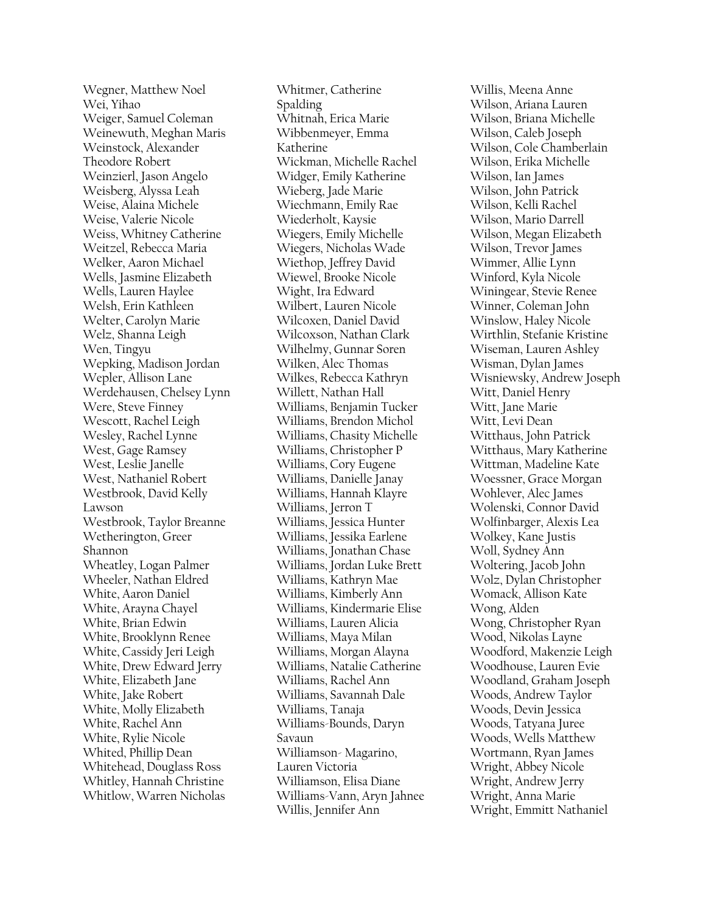Wegner, Matthew Noel
Wei, Yihao
Weiger, Samuel Coleman
Weinewuth, Meghan Maris
Weinstock, Alexander Theodore Robert
Weinzierl, Jason Angelo
Weisberg, Alyssa Leah
Weise, Alaina Michele
Weise, Valerie Nicole
Weiss, Whitney Catherine
Weitzel, Rebecca Maria
Welker, Aaron Michael
Wells, Jasmine Elizabeth
Wells, Lauren Haylee
Welsh, Erin Kathleen
Welter, Carolyn Marie
Welz, Shanna Leigh
Wen, Tingyu
Wepking, Madison Jordan
Wepler, Allison Lane
Werdehausen, Chelsey Lynn
Were, Steve Finney
Wescott, Rachel Leigh
Wesley, Rachel Lynne
West, Gage Ramsey
West, Leslie Janelle
West, Nathaniel Robert
Westbrook, David Kelly Lawson
Westbrook, Taylor Breanne
Wetherington, Greer Shannon
Wheatley, Logan Palmer
Wheeler, Nathan Eldred
White, Aaron Daniel
White, Arayna Chayel
White, Brian Edwin
White, Brooklynn Renee
White, Cassidy Jeri Leigh
White, Drew Edward Jerry
White, Elizabeth Jane
White, Jake Robert
White, Molly Elizabeth
White, Rachel Ann
White, Rylie Nicole
Whited, Phillip Dean
Whitehead, Douglass Ross
Whitley, Hannah Christine
Whitlow, Warren Nicholas
Whitmer, Catherine Spalding
Whitnah, Erica Marie
Wibbenmeyer, Emma Katherine
Wickman, Michelle Rachel
Widger, Emily Katherine
Wieberg, Jade Marie
Wiechmann, Emily Rae
Wiederholt, Kaysie
Wiegers, Emily Michelle
Wiegers, Nicholas Wade
Wiethop, Jeffrey David
Wiewel, Brooke Nicole
Wight, Ira Edward
Wilbert, Lauren Nicole
Wilcoxen, Daniel David
Wilcoxson, Nathan Clark
Wilhelmy, Gunnar Soren
Wilken, Alec Thomas
Wilkes, Rebecca Kathryn
Willett, Nathan Hall
Williams, Benjamin Tucker
Williams, Brendon Michol
Williams, Chasity Michelle
Williams, Christopher P
Williams, Cory Eugene
Williams, Danielle Janay
Williams, Hannah Klayre
Williams, Jerron T
Williams, Jessica Hunter
Williams, Jessika Earlene
Williams, Jonathan Chase
Williams, Jordan Luke Brett
Williams, Kathryn Mae
Williams, Kimberly Ann
Williams, Kindermarie Elise
Williams, Lauren Alicia
Williams, Maya Milan
Williams, Morgan Alayna
Williams, Natalie Catherine
Williams, Rachel Ann
Williams, Savannah Dale
Williams, Tanaja
Williams-Bounds, Daryn Savaun
Williamson- Magarino, Lauren Victoria
Williamson, Elisa Diane
Williams-Vann, Aryn Jahnee
Willis, Jennifer Ann
Willis, Meena Anne
Wilson, Ariana Lauren
Wilson, Briana Michelle
Wilson, Caleb Joseph
Wilson, Cole Chamberlain
Wilson, Erika Michelle
Wilson, Ian James
Wilson, John Patrick
Wilson, Kelli Rachel
Wilson, Mario Darrell
Wilson, Megan Elizabeth
Wilson, Trevor James
Wimmer, Allie Lynn
Winford, Kyla Nicole
Winingear, Stevie Renee
Winner, Coleman John
Winslow, Haley Nicole
Wirthlin, Stefanie Kristine
Wiseman, Lauren Ashley
Wisman, Dylan James
Wisniewsky, Andrew Joseph
Witt, Daniel Henry
Witt, Jane Marie
Witt, Levi Dean
Witthaus, John Patrick
Witthaus, Mary Katherine
Wittman, Madeline Kate
Woessner, Grace Morgan
Wohlever, Alec James
Wolenski, Connor David
Wolfinbarger, Alexis Lea
Wolkey, Kane Justis
Woll, Sydney Ann
Woltering, Jacob John
Wolz, Dylan Christopher
Womack, Allison Kate
Wong, Alden
Wong, Christopher Ryan
Wood, Nikolas Layne
Woodford, Makenzie Leigh
Woodhouse, Lauren Evie
Woodland, Graham Joseph
Woods, Andrew Taylor
Woods, Devin Jessica
Woods, Tatyana Juree
Woods, Wells Matthew
Wortmann, Ryan James
Wright, Abbey Nicole
Wright, Andrew Jerry
Wright, Anna Marie
Wright, Emmitt Nathaniel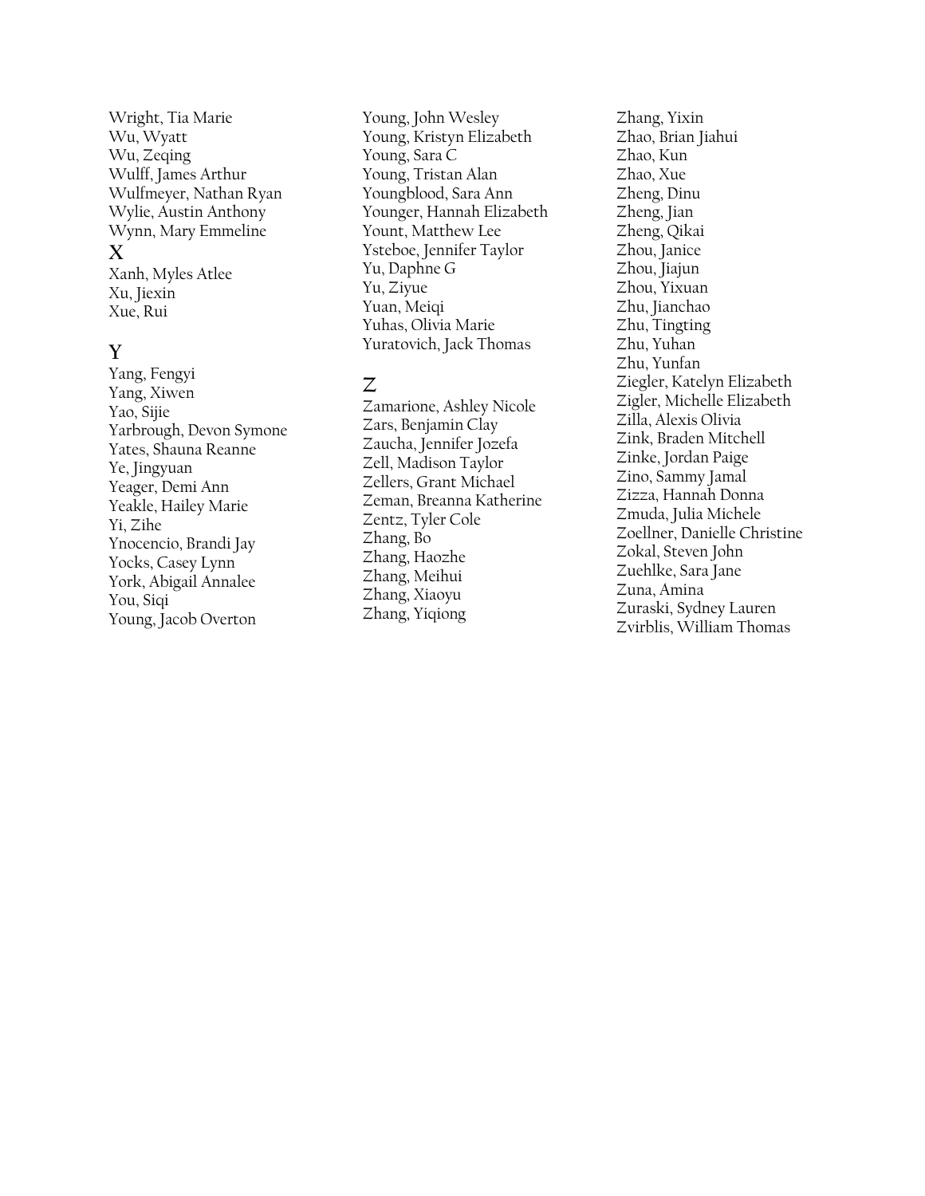Wright, Tia Marie
Wu, Wyatt
Wu, Zeqing
Wulff, James Arthur
Wulfmeyer, Nathan Ryan
Wylie, Austin Anthony
Wynn, Mary Emmeline

## X

Xanh, Myles Atlee
Xu, Jiexin
Xue, Rui

## Y

Yang, Fengyi
Yang, Xiwen
Yao, Sijie
Yarbrough, Devon Symone
Yates, Shauna Reanne
Ye, Jingyuan
Yeager, Demi Ann
Yeakle, Hailey Marie
Yi, Zihe
Ynocencio, Brandi Jay
Yocks, Casey Lynn
York, Abigail Annalee
You, Siqi
Young, Jacob Overton
Young, John Wesley
Young, Kristyn Elizabeth
Young, Sara C
Young, Tristan Alan
Youngblood, Sara Ann
Younger, Hannah Elizabeth
Yount, Matthew Lee
Ysteboe, Jennifer Taylor
Yu, Daphne G
Yu, Ziyue
Yuan, Meiqi
Yuhas, Olivia Marie
Yuratovich, Jack Thomas

## Z

Zamarione, Ashley Nicole
Zars, Benjamin Clay
Zaucha, Jennifer Jozefa
Zell, Madison Taylor
Zellers, Grant Michael
Zeman, Breanna Katherine
Zentz, Tyler Cole
Zhang, Bo
Zhang, Haozhe
Zhang, Meihui
Zhang, Xiaoyu
Zhang, Yiqiong
Zhang, Yixin
Zhao, Brian Jiahui
Zhao, Kun
Zhao, Xue
Zheng, Dinu
Zheng, Jian
Zheng, Qikai
Zhou, Janice
Zhou, Jiajun
Zhou, Yixuan
Zhu, Jianchao
Zhu, Tingting
Zhu, Yuhan
Zhu, Yunfan
Ziegler, Katelyn Elizabeth
Zigler, Michelle Elizabeth
Zilla, Alexis Olivia
Zink, Braden Mitchell
Zinke, Jordan Paige
Zino, Sammy Jamal
Zizza, Hannah Donna
Zmuda, Julia Michele
Zoellner, Danielle Christine
Zokal, Steven John
Zuehlke, Sara Jane
Zuna, Amina
Zuraski, Sydney Lauren
Zvirblis, William Thomas